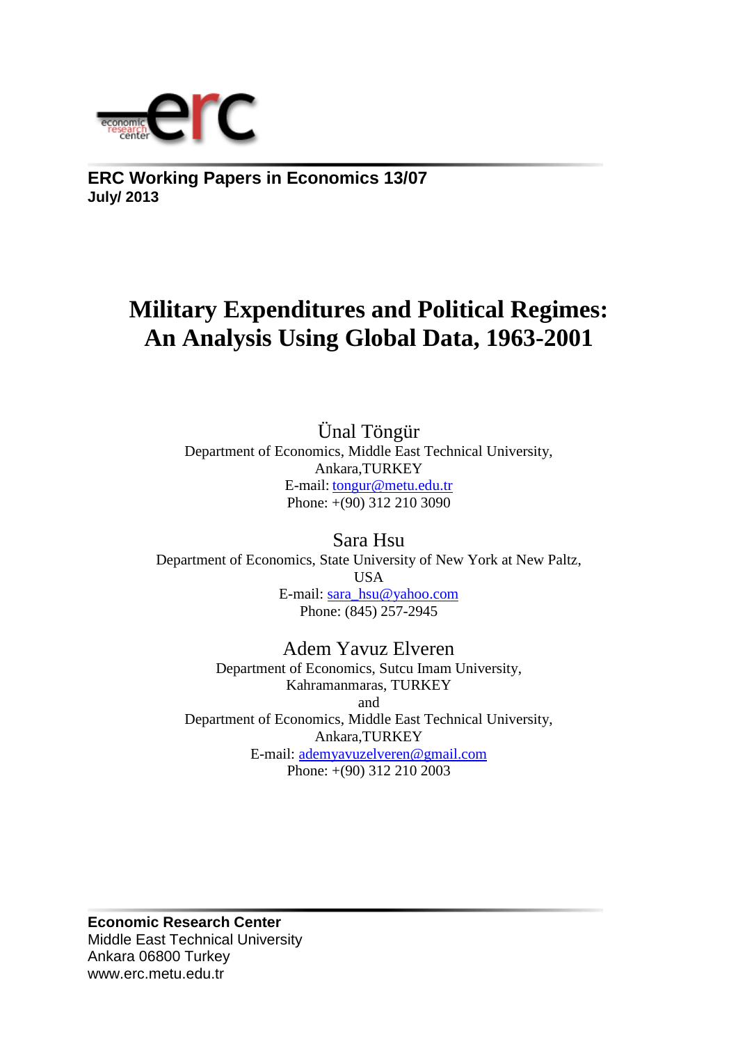**ERC Working Papers in Economics 13/07**
**July/ 2013**

# Military Expenditures and Political Regimes: An Analysis Using Global Data, 1963-2001

Ünal Töngür
Department of Economics, Middle East Technical University,
Ankara,TURKEY
E-mail: tongur@metu.edu.tr
Phone: +(90) 312 210 3090

Sara Hsu
Department of Economics, State University of New York at New Paltz,
USA
E-mail: sara_hsu@yahoo.com
Phone: (845) 257-2945

Adem Yavuz Elveren
Department of Economics, Sutcu Imam University,
Kahramanmaras, TURKEY
and
Department of Economics, Middle East Technical University,
Ankara,TURKEY
E-mail: ademyavuzelveren@gmail.com
Phone: +(90) 312 210 2003

**Economic Research Center**
Middle East Technical University
Ankara 06800 Turkey
www.erc.metu.edu.tr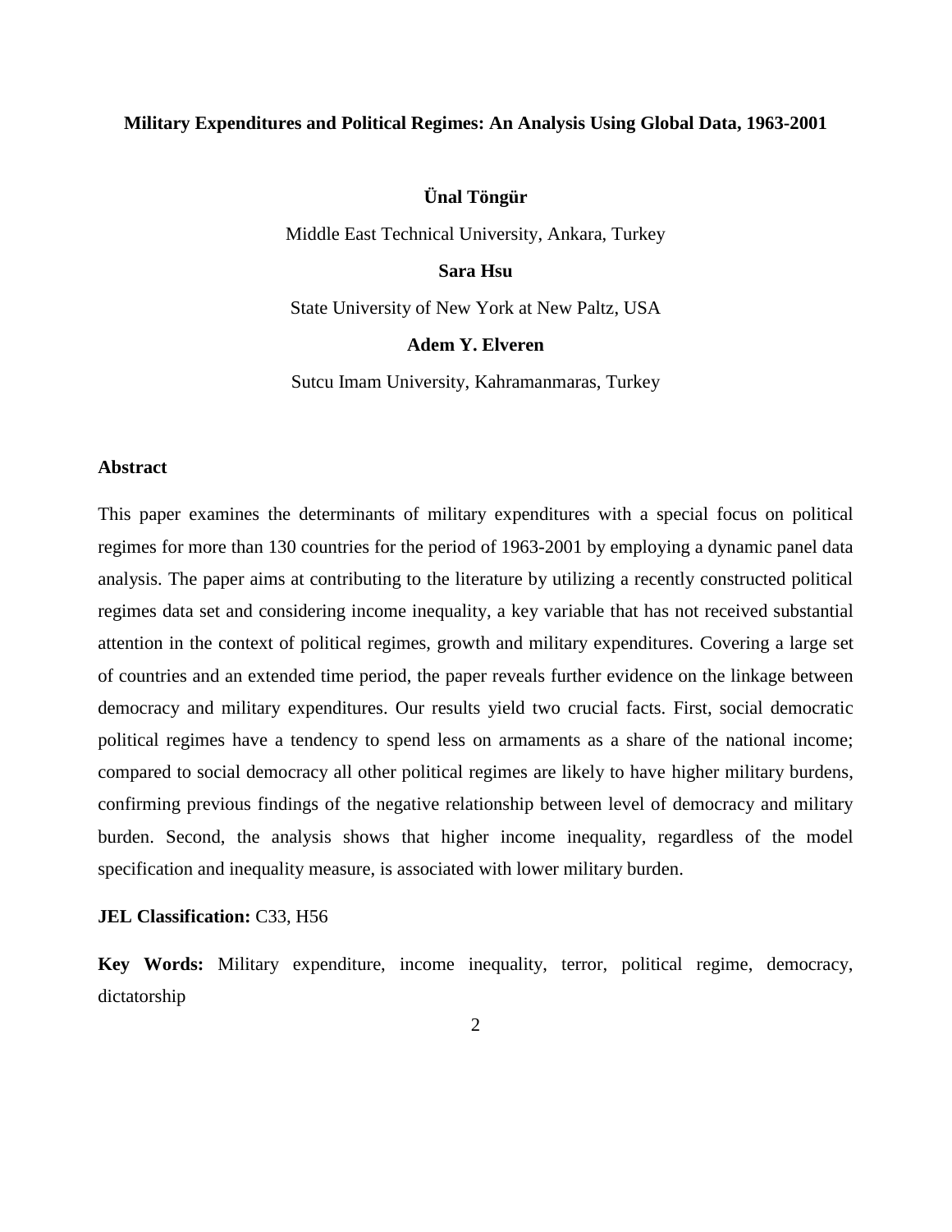# Military Expenditures and Political Regimes: An Analysis Using Global Data, 1963-2001

**Ünal Töngür**

Middle East Technical University, Ankara, Turkey

**Sara Hsu**

State University of New York at New Paltz, USA

**Adem Y. Elveren**

Sutcu Imam University, Kahramanmaras, Turkey

## Abstract

This paper examines the determinants of military expenditures with a special focus on political regimes for more than 130 countries for the period of 1963-2001 by employing a dynamic panel data analysis. The paper aims at contributing to the literature by utilizing a recently constructed political regimes data set and considering income inequality, a key variable that has not received substantial attention in the context of political regimes, growth and military expenditures. Covering a large set of countries and an extended time period, the paper reveals further evidence on the linkage between democracy and military expenditures. Our results yield two crucial facts. First, social democratic political regimes have a tendency to spend less on armaments as a share of the national income; compared to social democracy all other political regimes are likely to have higher military burdens, confirming previous findings of the negative relationship between level of democracy and military burden. Second, the analysis shows that higher income inequality, regardless of the model specification and inequality measure, is associated with lower military burden.

**JEL Classification:** C33, H56

**Key Words:** Military expenditure, income inequality, terror, political regime, democracy, dictatorship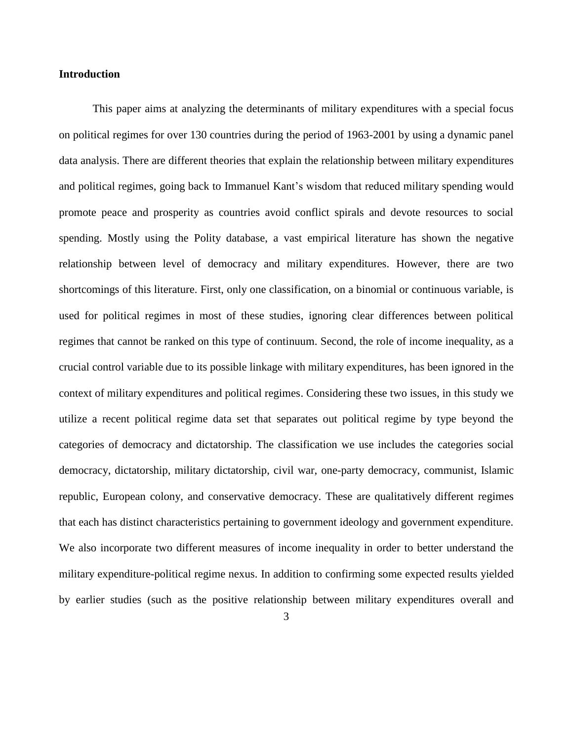**Introduction**

This paper aims at analyzing the determinants of military expenditures with a special focus on political regimes for over 130 countries during the period of 1963-2001 by using a dynamic panel data analysis. There are different theories that explain the relationship between military expenditures and political regimes, going back to Immanuel Kant's wisdom that reduced military spending would promote peace and prosperity as countries avoid conflict spirals and devote resources to social spending. Mostly using the Polity database, a vast empirical literature has shown the negative relationship between level of democracy and military expenditures. However, there are two shortcomings of this literature. First, only one classification, on a binomial or continuous variable, is used for political regimes in most of these studies, ignoring clear differences between political regimes that cannot be ranked on this type of continuum. Second, the role of income inequality, as a crucial control variable due to its possible linkage with military expenditures, has been ignored in the context of military expenditures and political regimes. Considering these two issues, in this study we utilize a recent political regime data set that separates out political regime by type beyond the categories of democracy and dictatorship. The classification we use includes the categories social democracy, dictatorship, military dictatorship, civil war, one-party democracy, communist, Islamic republic, European colony, and conservative democracy. These are qualitatively different regimes that each has distinct characteristics pertaining to government ideology and government expenditure. We also incorporate two different measures of income inequality in order to better understand the military expenditure-political regime nexus. In addition to confirming some expected results yielded by earlier studies (such as the positive relationship between military expenditures overall and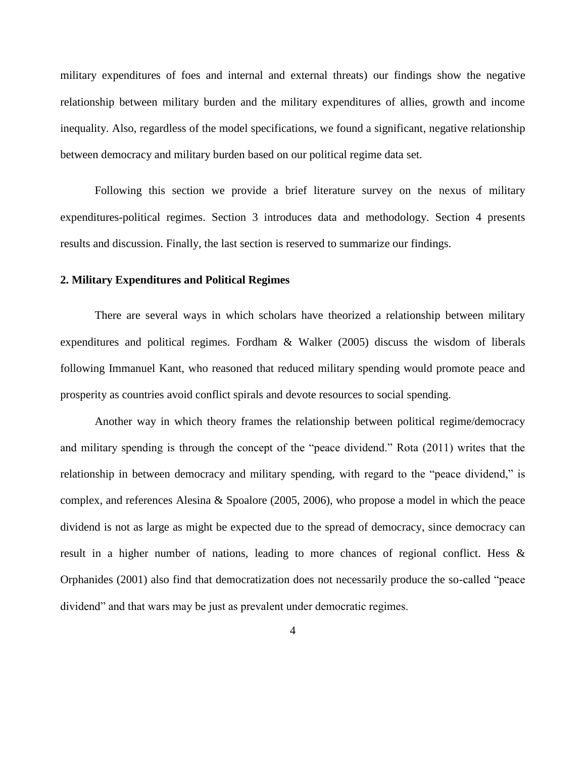military expenditures of foes and internal and external threats) our findings show the negative relationship between military burden and the military expenditures of allies, growth and income inequality. Also, regardless of the model specifications, we found a significant, negative relationship between democracy and military burden based on our political regime data set.

Following this section we provide a brief literature survey on the nexus of military expenditures-political regimes. Section 3 introduces data and methodology. Section 4 presents results and discussion. Finally, the last section is reserved to summarize our findings.

## 2. Military Expenditures and Political Regimes

There are several ways in which scholars have theorized a relationship between military expenditures and political regimes. Fordham & Walker (2005) discuss the wisdom of liberals following Immanuel Kant, who reasoned that reduced military spending would promote peace and prosperity as countries avoid conflict spirals and devote resources to social spending.

Another way in which theory frames the relationship between political regime/democracy and military spending is through the concept of the "peace dividend." Rota (2011) writes that the relationship in between democracy and military spending, with regard to the "peace dividend," is complex, and references Alesina & Spoalore (2005, 2006), who propose a model in which the peace dividend is not as large as might be expected due to the spread of democracy, since democracy can result in a higher number of nations, leading to more chances of regional conflict. Hess & Orphanides (2001) also find that democratization does not necessarily produce the so-called "peace dividend" and that wars may be just as prevalent under democratic regimes.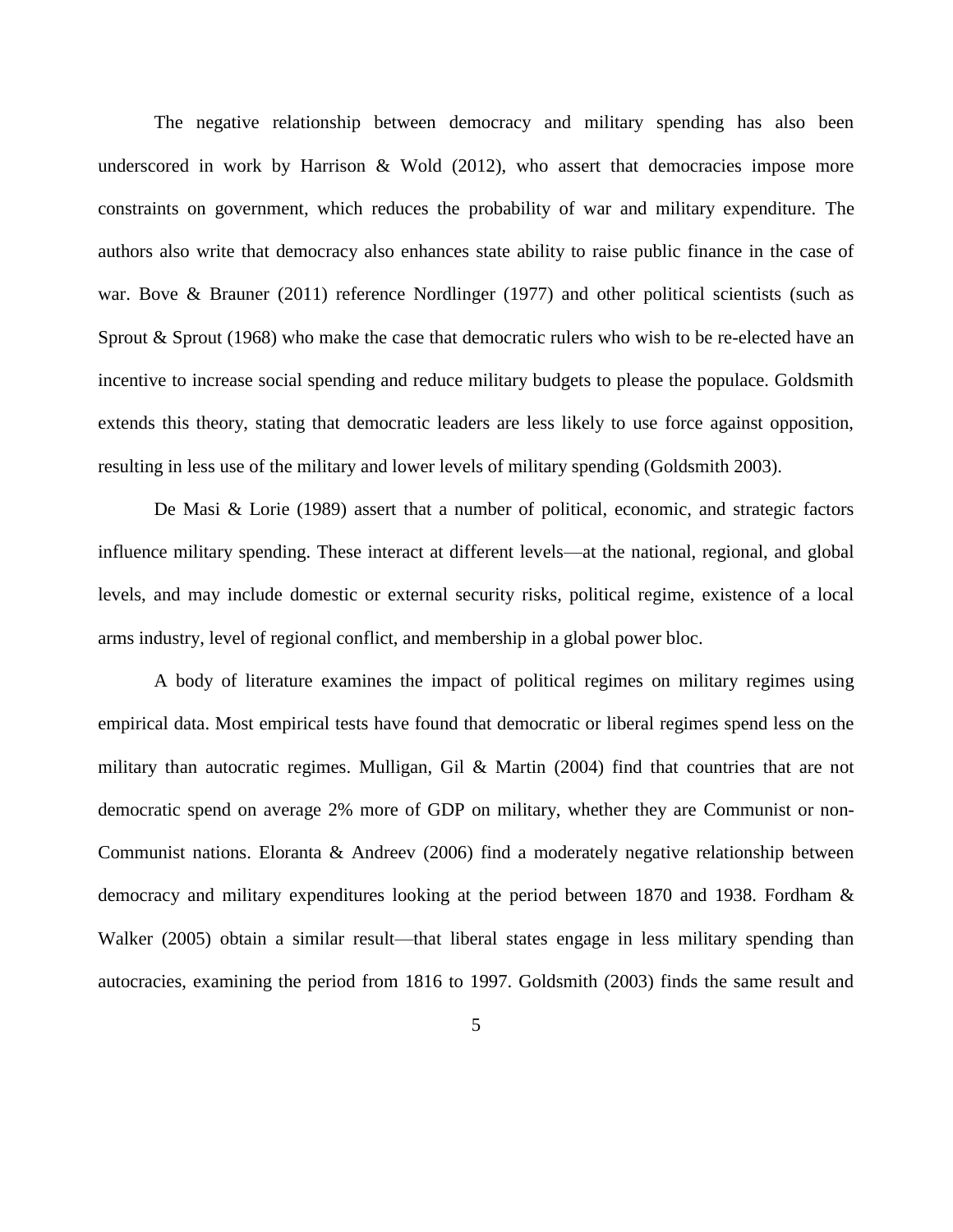The negative relationship between democracy and military spending has also been underscored in work by Harrison & Wold (2012), who assert that democracies impose more constraints on government, which reduces the probability of war and military expenditure. The authors also write that democracy also enhances state ability to raise public finance in the case of war. Bove & Brauner (2011) reference Nordlinger (1977) and other political scientists (such as Sprout & Sprout (1968) who make the case that democratic rulers who wish to be re-elected have an incentive to increase social spending and reduce military budgets to please the populace. Goldsmith extends this theory, stating that democratic leaders are less likely to use force against opposition, resulting in less use of the military and lower levels of military spending (Goldsmith 2003).

De Masi & Lorie (1989) assert that a number of political, economic, and strategic factors influence military spending. These interact at different levels—at the national, regional, and global levels, and may include domestic or external security risks, political regime, existence of a local arms industry, level of regional conflict, and membership in a global power bloc.

A body of literature examines the impact of political regimes on military regimes using empirical data. Most empirical tests have found that democratic or liberal regimes spend less on the military than autocratic regimes. Mulligan, Gil & Martin (2004) find that countries that are not democratic spend on average 2% more of GDP on military, whether they are Communist or non-Communist nations. Eloranta & Andreev (2006) find a moderately negative relationship between democracy and military expenditures looking at the period between 1870 and 1938. Fordham & Walker (2005) obtain a similar result—that liberal states engage in less military spending than autocracies, examining the period from 1816 to 1997. Goldsmith (2003) finds the same result and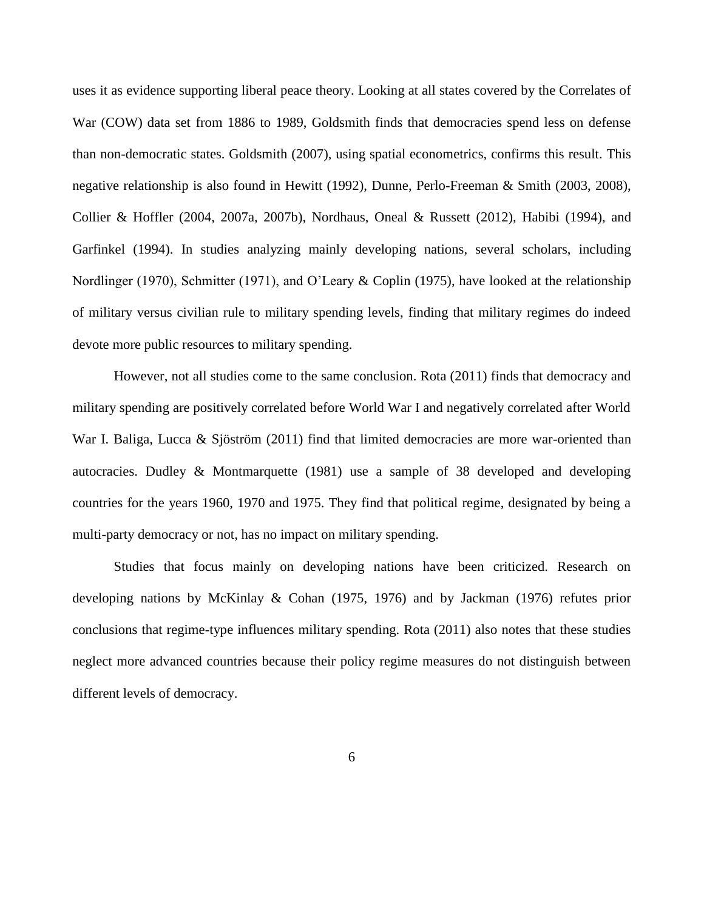uses it as evidence supporting liberal peace theory. Looking at all states covered by the Correlates of War (COW) data set from 1886 to 1989, Goldsmith finds that democracies spend less on defense than non-democratic states. Goldsmith (2007), using spatial econometrics, confirms this result. This negative relationship is also found in Hewitt (1992), Dunne, Perlo-Freeman & Smith (2003, 2008), Collier & Hoffler (2004, 2007a, 2007b), Nordhaus, Oneal & Russett (2012), Habibi (1994), and Garfinkel (1994). In studies analyzing mainly developing nations, several scholars, including Nordlinger (1970), Schmitter (1971), and O'Leary & Coplin (1975), have looked at the relationship of military versus civilian rule to military spending levels, finding that military regimes do indeed devote more public resources to military spending.

However, not all studies come to the same conclusion. Rota (2011) finds that democracy and military spending are positively correlated before World War I and negatively correlated after World War I. Baliga, Lucca & Sjöström (2011) find that limited democracies are more war-oriented than autocracies. Dudley & Montmarquette (1981) use a sample of 38 developed and developing countries for the years 1960, 1970 and 1975. They find that political regime, designated by being a multi-party democracy or not, has no impact on military spending.

Studies that focus mainly on developing nations have been criticized. Research on developing nations by McKinlay & Cohan (1975, 1976) and by Jackman (1976) refutes prior conclusions that regime-type influences military spending. Rota (2011) also notes that these studies neglect more advanced countries because their policy regime measures do not distinguish between different levels of democracy.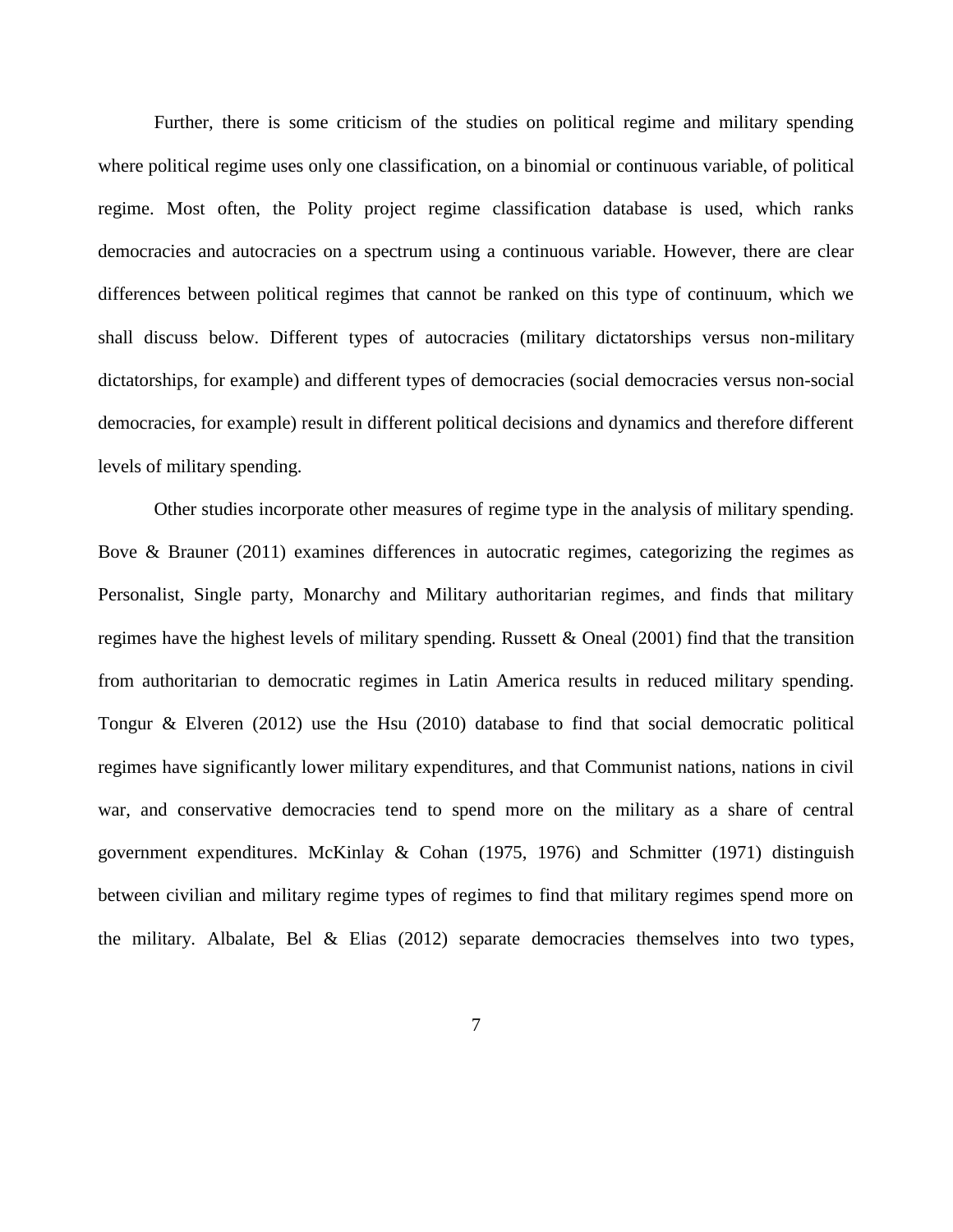Further, there is some criticism of the studies on political regime and military spending where political regime uses only one classification, on a binomial or continuous variable, of political regime. Most often, the Polity project regime classification database is used, which ranks democracies and autocracies on a spectrum using a continuous variable. However, there are clear differences between political regimes that cannot be ranked on this type of continuum, which we shall discuss below. Different types of autocracies (military dictatorships versus non-military dictatorships, for example) and different types of democracies (social democracies versus non-social democracies, for example) result in different political decisions and dynamics and therefore different levels of military spending.

Other studies incorporate other measures of regime type in the analysis of military spending. Bove & Brauner (2011) examines differences in autocratic regimes, categorizing the regimes as Personalist, Single party, Monarchy and Military authoritarian regimes, and finds that military regimes have the highest levels of military spending. Russett & Oneal (2001) find that the transition from authoritarian to democratic regimes in Latin America results in reduced military spending. Tongur & Elveren (2012) use the Hsu (2010) database to find that social democratic political regimes have significantly lower military expenditures, and that Communist nations, nations in civil war, and conservative democracies tend to spend more on the military as a share of central government expenditures. McKinlay & Cohan (1975, 1976) and Schmitter (1971) distinguish between civilian and military regime types of regimes to find that military regimes spend more on the military. Albalate, Bel & Elias (2012) separate democracies themselves into two types,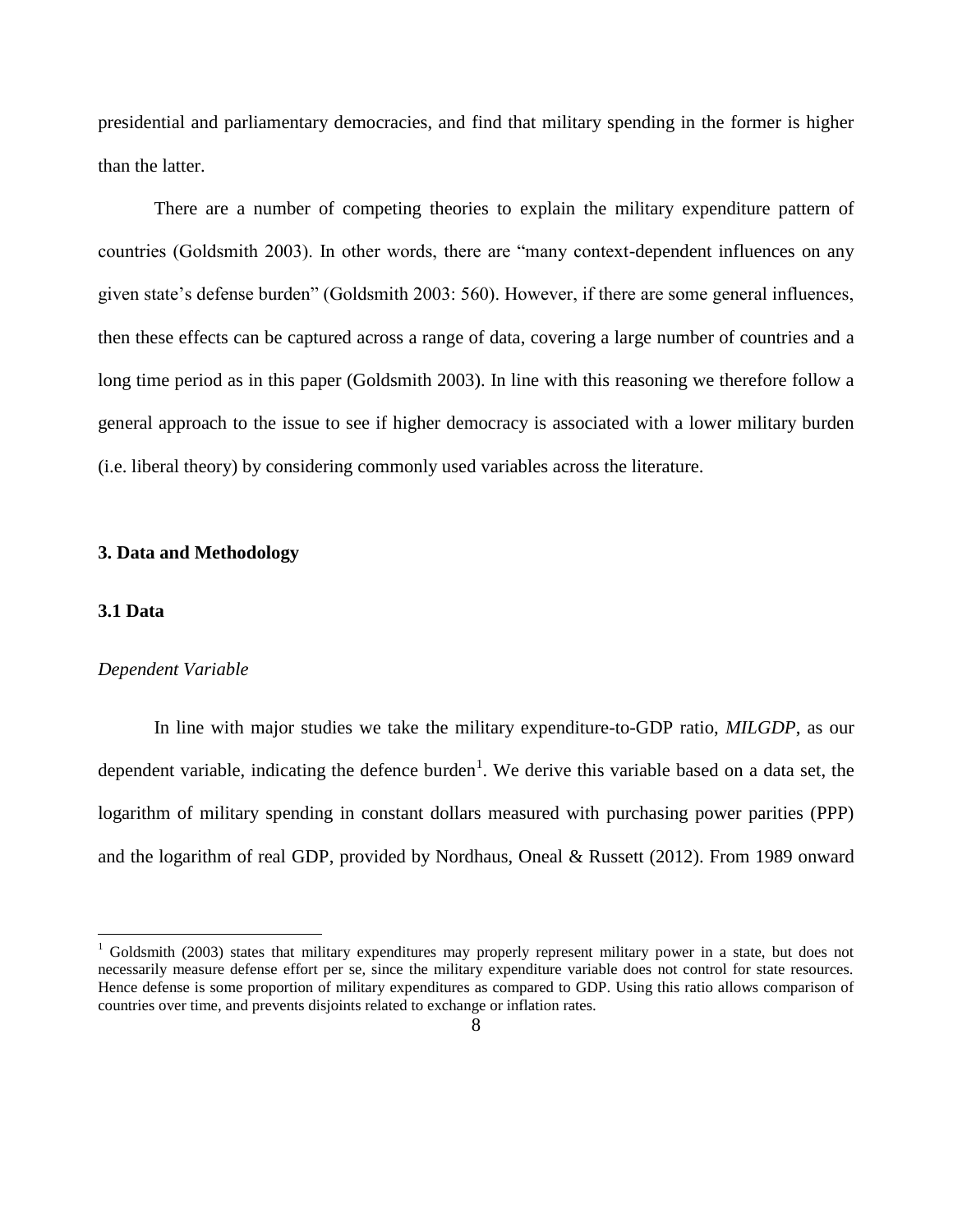presidential and parliamentary democracies, and find that military spending in the former is higher than the latter.

There are a number of competing theories to explain the military expenditure pattern of countries (Goldsmith 2003). In other words, there are "many context-dependent influences on any given state's defense burden" (Goldsmith 2003: 560). However, if there are some general influences, then these effects can be captured across a range of data, covering a large number of countries and a long time period as in this paper (Goldsmith 2003). In line with this reasoning we therefore follow a general approach to the issue to see if higher democracy is associated with a lower military burden (i.e. liberal theory) by considering commonly used variables across the literature.

## 3. Data and Methodology

### 3.1 Data

*Dependent Variable*

In line with major studies we take the military expenditure-to-GDP ratio, *MILGDP*, as our dependent variable, indicating the defence burden[1]. We derive this variable based on a data set, the logarithm of military spending in constant dollars measured with purchasing power parities (PPP) and the logarithm of real GDP, provided by Nordhaus, Oneal & Russett (2012). From 1989 onward

[1] Goldsmith (2003) states that military expenditures may properly represent military power in a state, but does not necessarily measure defense effort per se, since the military expenditure variable does not control for state resources. Hence defense is some proportion of military expenditures as compared to GDP. Using this ratio allows comparison of countries over time, and prevents disjoints related to exchange or inflation rates.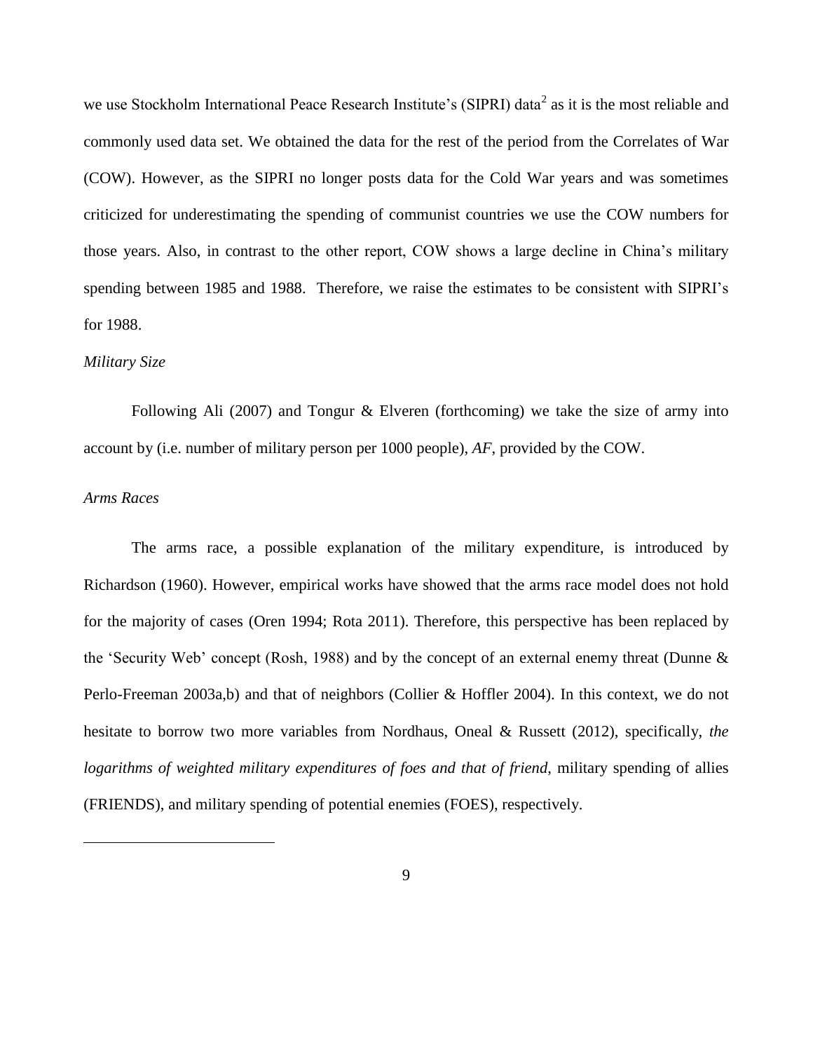we use Stockholm International Peace Research Institute's (SIPRI) data[2] as it is the most reliable and commonly used data set. We obtained the data for the rest of the period from the Correlates of War (COW). However, as the SIPRI no longer posts data for the Cold War years and was sometimes criticized for underestimating the spending of communist countries we use the COW numbers for those years. Also, in contrast to the other report, COW shows a large decline in China's military spending between 1985 and 1988. Therefore, we raise the estimates to be consistent with SIPRI's for 1988.

*Military Size*

Following Ali (2007) and Tongur & Elveren (forthcoming) we take the size of army into account by (i.e. number of military person per 1000 people), *AF*, provided by the COW.

*Arms Races*

The arms race, a possible explanation of the military expenditure, is introduced by Richardson (1960). However, empirical works have showed that the arms race model does not hold for the majority of cases (Oren 1994; Rota 2011). Therefore, this perspective has been replaced by the 'Security Web' concept (Rosh, 1988) and by the concept of an external enemy threat (Dunne & Perlo-Freeman 2003a,b) and that of neighbors (Collier & Hoffler 2004). In this context, we do not hesitate to borrow two more variables from Nordhaus, Oneal & Russett (2012), specifically, *the logarithms of weighted military expenditures of foes and that of friend*, military spending of allies (FRIENDS), and military spending of potential enemies (FOES), respectively.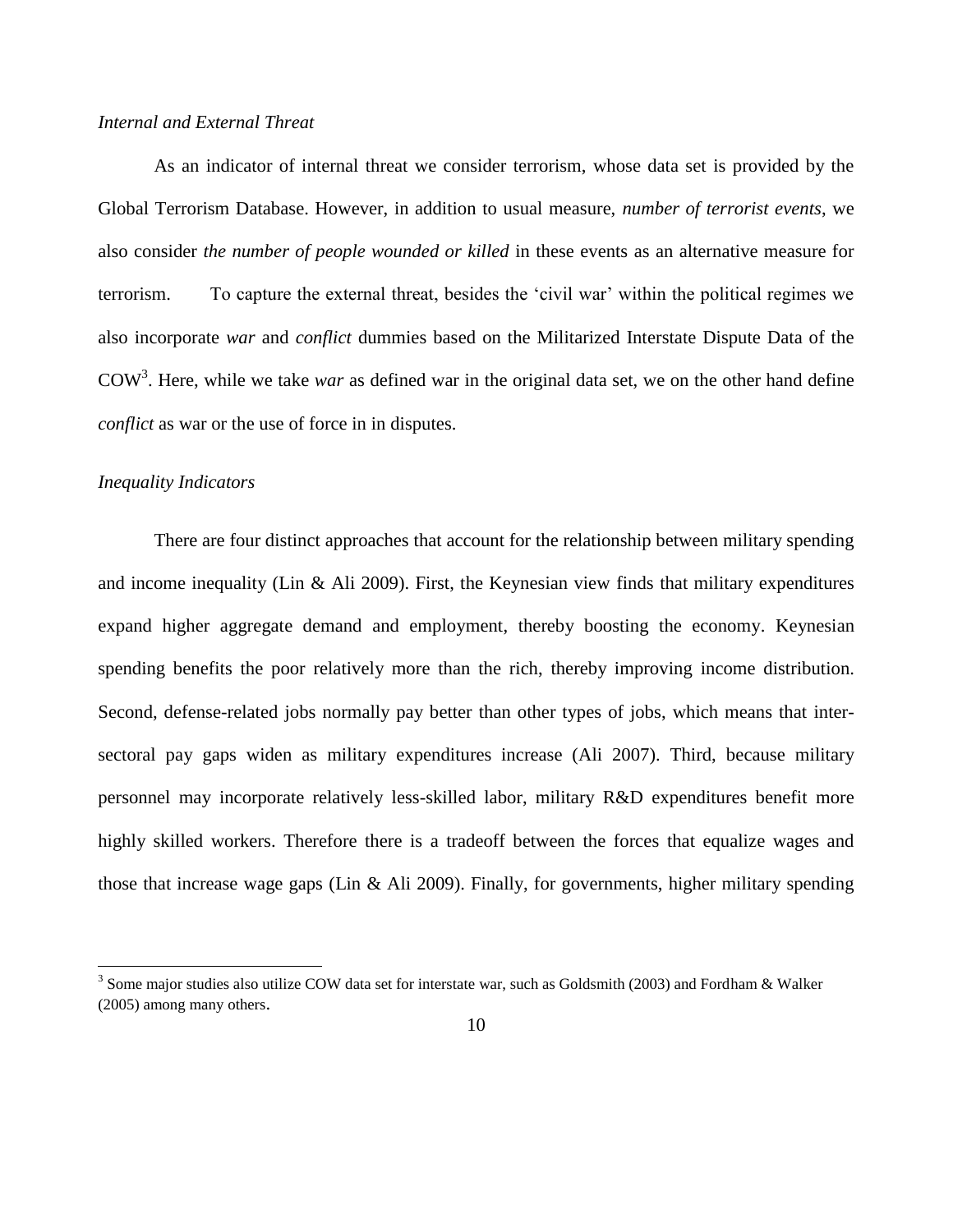*Internal and External Threat*

As an indicator of internal threat we consider terrorism, whose data set is provided by the Global Terrorism Database. However, in addition to usual measure, *number of terrorist events*, we also consider *the number of people wounded or killed* in these events as an alternative measure for terrorism. To capture the external threat, besides the 'civil war' within the political regimes we also incorporate *war* and *conflict* dummies based on the Militarized Interstate Dispute Data of the COW[3]. Here, while we take *war* as defined war in the original data set, we on the other hand define *conflict* as war or the use of force in in disputes.

*Inequality Indicators*

There are four distinct approaches that account for the relationship between military spending and income inequality (Lin & Ali 2009). First, the Keynesian view finds that military expenditures expand higher aggregate demand and employment, thereby boosting the economy. Keynesian spending benefits the poor relatively more than the rich, thereby improving income distribution. Second, defense-related jobs normally pay better than other types of jobs, which means that inter-sectoral pay gaps widen as military expenditures increase (Ali 2007). Third, because military personnel may incorporate relatively less-skilled labor, military R&D expenditures benefit more highly skilled workers. Therefore there is a tradeoff between the forces that equalize wages and those that increase wage gaps (Lin & Ali 2009). Finally, for governments, higher military spending

[3] Some major studies also utilize COW data set for interstate war, such as Goldsmith (2003) and Fordham & Walker (2005) among many others.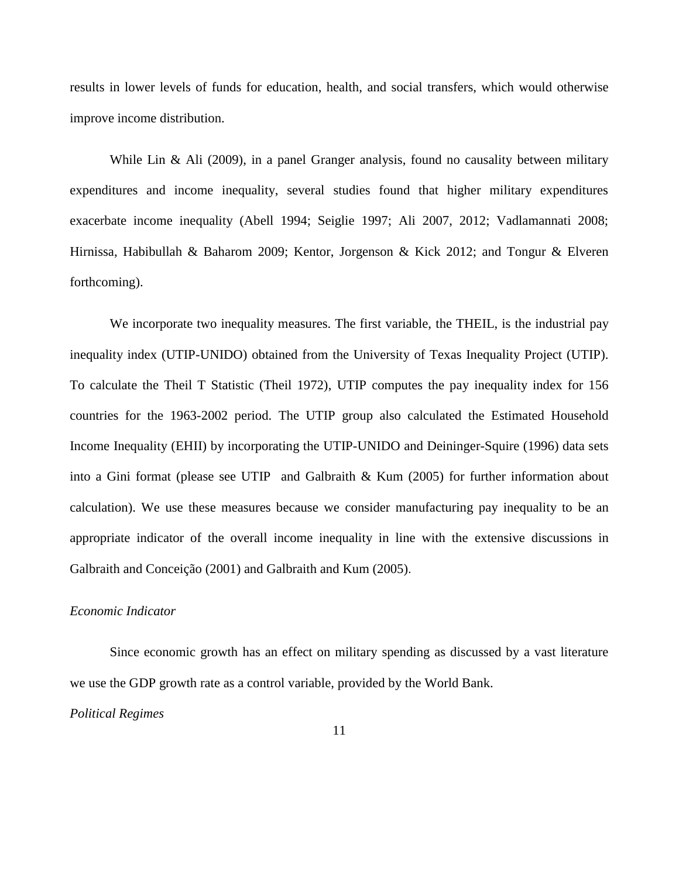results in lower levels of funds for education, health, and social transfers, which would otherwise improve income distribution.

While Lin & Ali (2009), in a panel Granger analysis, found no causality between military expenditures and income inequality, several studies found that higher military expenditures exacerbate income inequality (Abell 1994; Seiglie 1997; Ali 2007, 2012; Vadlamannati 2008; Hirnissa, Habibullah & Baharom 2009; Kentor, Jorgenson & Kick 2012; and Tongur & Elveren forthcoming).

We incorporate two inequality measures. The first variable, the THEIL, is the industrial pay inequality index (UTIP-UNIDO) obtained from the University of Texas Inequality Project (UTIP). To calculate the Theil T Statistic (Theil 1972), UTIP computes the pay inequality index for 156 countries for the 1963-2002 period. The UTIP group also calculated the Estimated Household Income Inequality (EHII) by incorporating the UTIP-UNIDO and Deininger-Squire (1996) data sets into a Gini format (please see UTIP and Galbraith & Kum (2005) for further information about calculation). We use these measures because we consider manufacturing pay inequality to be an appropriate indicator of the overall income inequality in line with the extensive discussions in Galbraith and Conceição (2001) and Galbraith and Kum (2005).

*Economic Indicator*

Since economic growth has an effect on military spending as discussed by a vast literature we use the GDP growth rate as a control variable, provided by the World Bank.

*Political Regimes*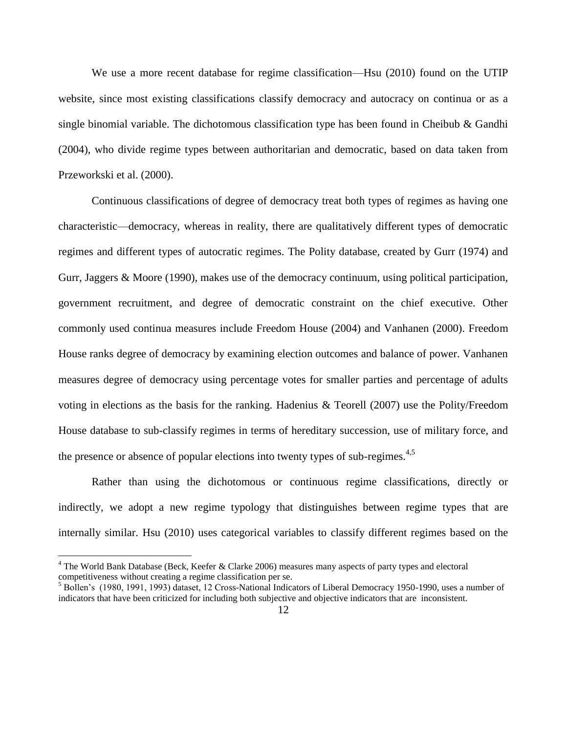We use a more recent database for regime classification—Hsu (2010) found on the UTIP website, since most existing classifications classify democracy and autocracy on continua or as a single binomial variable. The dichotomous classification type has been found in Cheibub & Gandhi (2004), who divide regime types between authoritarian and democratic, based on data taken from Przeworkski et al. (2000).

Continuous classifications of degree of democracy treat both types of regimes as having one characteristic—democracy, whereas in reality, there are qualitatively different types of democratic regimes and different types of autocratic regimes. The Polity database, created by Gurr (1974) and Gurr, Jaggers & Moore (1990), makes use of the democracy continuum, using political participation, government recruitment, and degree of democratic constraint on the chief executive. Other commonly used continua measures include Freedom House (2004) and Vanhanen (2000). Freedom House ranks degree of democracy by examining election outcomes and balance of power. Vanhanen measures degree of democracy using percentage votes for smaller parties and percentage of adults voting in elections as the basis for the ranking. Hadenius & Teorell (2007) use the Polity/Freedom House database to sub-classify regimes in terms of hereditary succession, use of military force, and the presence or absence of popular elections into twenty types of sub-regimes.[4,5]

Rather than using the dichotomous or continuous regime classifications, directly or indirectly, we adopt a new regime typology that distinguishes between regime types that are internally similar. Hsu (2010) uses categorical variables to classify different regimes based on the

---

[4] The World Bank Database (Beck, Keefer & Clarke 2006) measures many aspects of party types and electoral competitiveness without creating a regime classification per se.

[5] Bollen's (1980, 1991, 1993) dataset, 12 Cross-National Indicators of Liberal Democracy 1950-1990, uses a number of indicators that have been criticized for including both subjective and objective indicators that are inconsistent.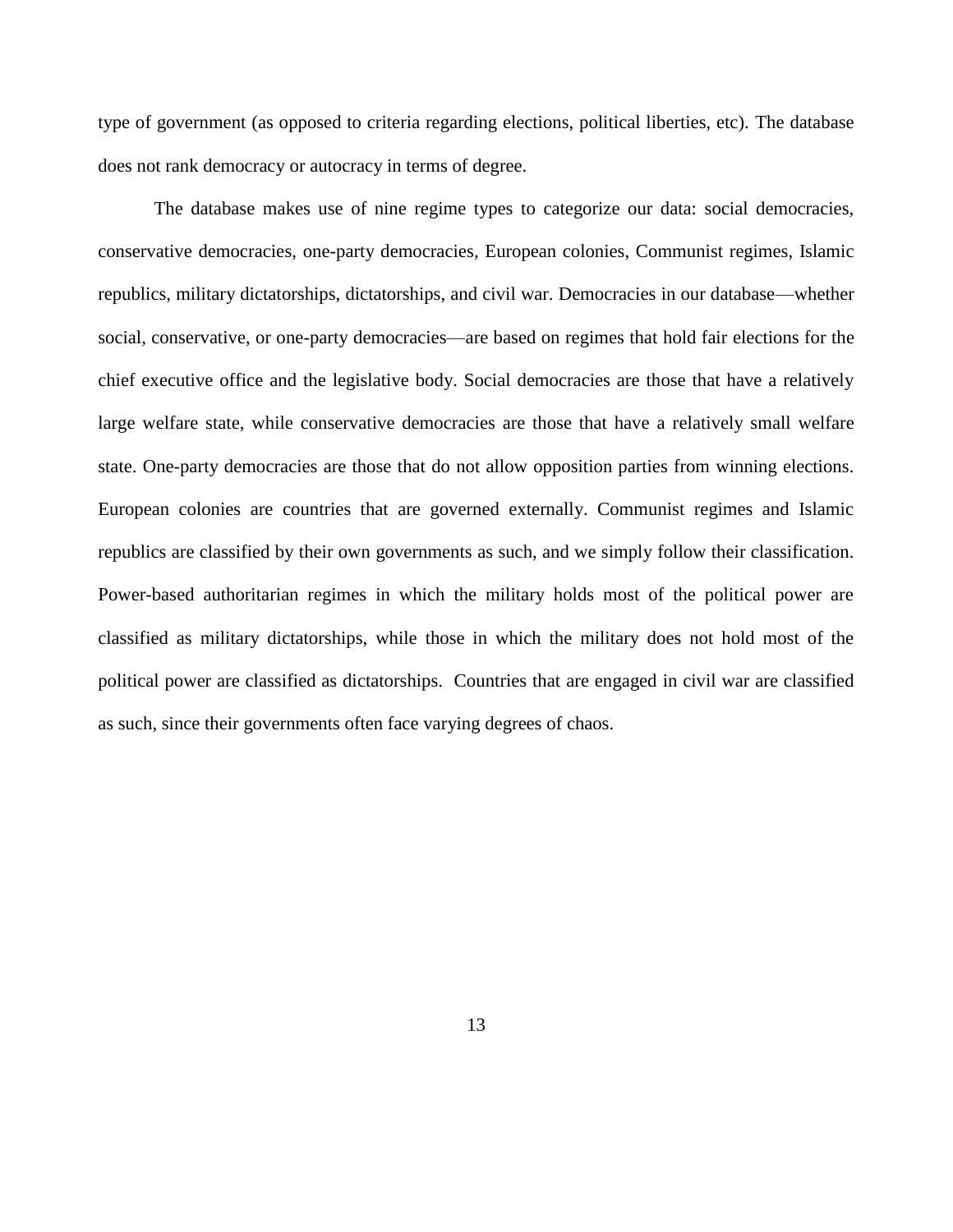type of government (as opposed to criteria regarding elections, political liberties, etc). The database does not rank democracy or autocracy in terms of degree.

The database makes use of nine regime types to categorize our data: social democracies, conservative democracies, one-party democracies, European colonies, Communist regimes, Islamic republics, military dictatorships, dictatorships, and civil war. Democracies in our database—whether social, conservative, or one-party democracies—are based on regimes that hold fair elections for the chief executive office and the legislative body. Social democracies are those that have a relatively large welfare state, while conservative democracies are those that have a relatively small welfare state. One-party democracies are those that do not allow opposition parties from winning elections. European colonies are countries that are governed externally. Communist regimes and Islamic republics are classified by their own governments as such, and we simply follow their classification. Power-based authoritarian regimes in which the military holds most of the political power are classified as military dictatorships, while those in which the military does not hold most of the political power are classified as dictatorships. Countries that are engaged in civil war are classified as such, since their governments often face varying degrees of chaos.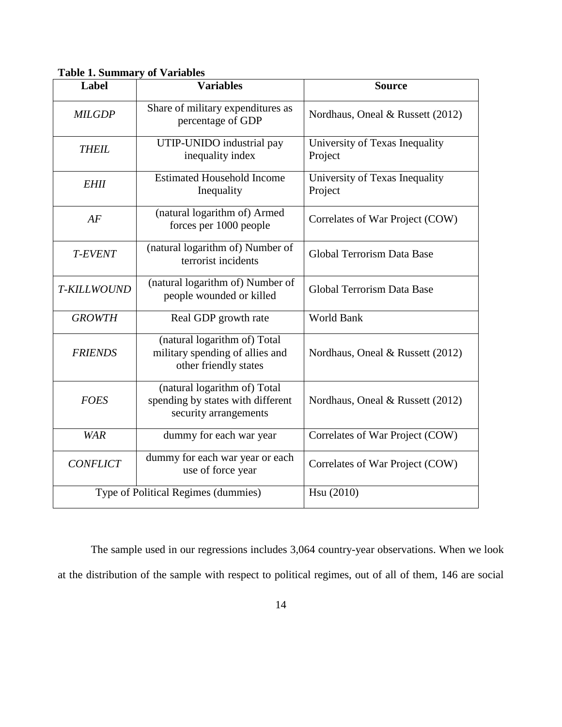**Table 1. Summary of Variables**

| Label | Variables | Source |
|---|---|---|
| *MILGDP* | Share of military expenditures as percentage of GDP | Nordhaus, Oneal & Russett (2012) |
| *THEIL* | UTIP-UNIDO industrial pay inequality index | University of Texas Inequality Project |
| *EHII* | Estimated Household Income Inequality | University of Texas Inequality Project |
| *AF* | (natural logarithm of) Armed forces per 1000 people | Correlates of War Project (COW) |
| *T-EVENT* | (natural logarithm of) Number of terrorist incidents | Global Terrorism Data Base |
| *T-KILLWOUND* | (natural logarithm of) Number of people wounded or killed | Global Terrorism Data Base |
| *GROWTH* | Real GDP growth rate | World Bank |
| *FRIENDS* | (natural logarithm of) Total military spending of allies and other friendly states | Nordhaus, Oneal & Russett (2012) |
| *FOES* | (natural logarithm of) Total spending by states with different security arrangements | Nordhaus, Oneal & Russett (2012) |
| *WAR* | dummy for each war year | Correlates of War Project (COW) |
| *CONFLICT* | dummy for each war year or each use of force year | Correlates of War Project (COW) |
| Type of Political Regimes (dummies) | | Hsu (2010) |

The sample used in our regressions includes 3,064 country-year observations. When we look at the distribution of the sample with respect to political regimes, out of all of them, 146 are social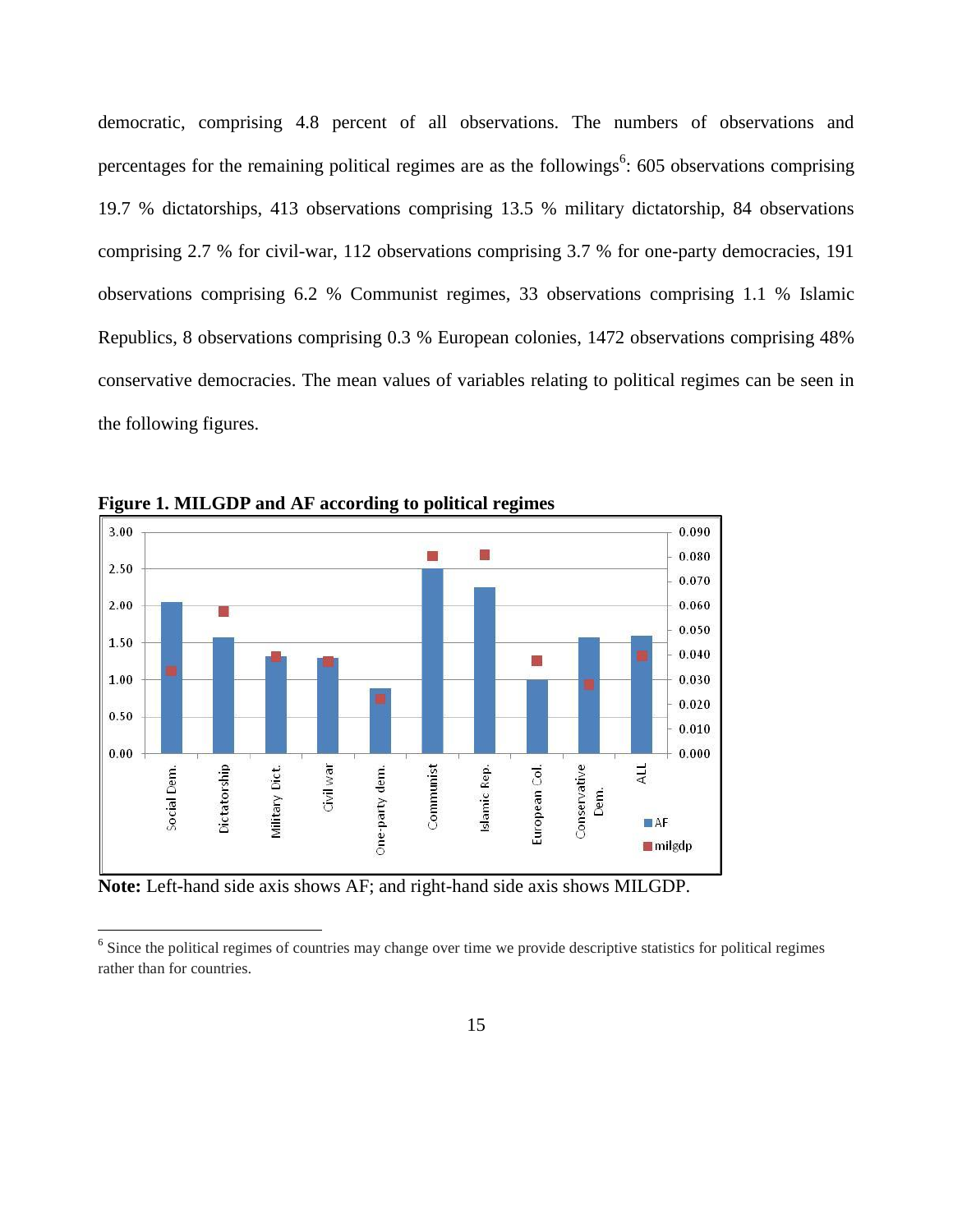democratic, comprising 4.8 percent of all observations. The numbers of observations and percentages for the remaining political regimes are as the followings[6]: 605 observations comprising 19.7 % dictatorships, 413 observations comprising 13.5 % military dictatorship, 84 observations comprising 2.7 % for civil-war, 112 observations comprising 3.7 % for one-party democracies, 191 observations comprising 6.2 % Communist regimes, 33 observations comprising 1.1 % Islamic Republics, 8 observations comprising 0.3 % European colonies, 1472 observations comprising 48% conservative democracies. The mean values of variables relating to political regimes can be seen in the following figures.

**Figure 1. MILGDP and AF according to political regimes**

**Note:** Left-hand side axis shows AF; and right-hand side axis shows MILGDP.

[6] Since the political regimes of countries may change over time we provide descriptive statistics for political regimes rather than for countries.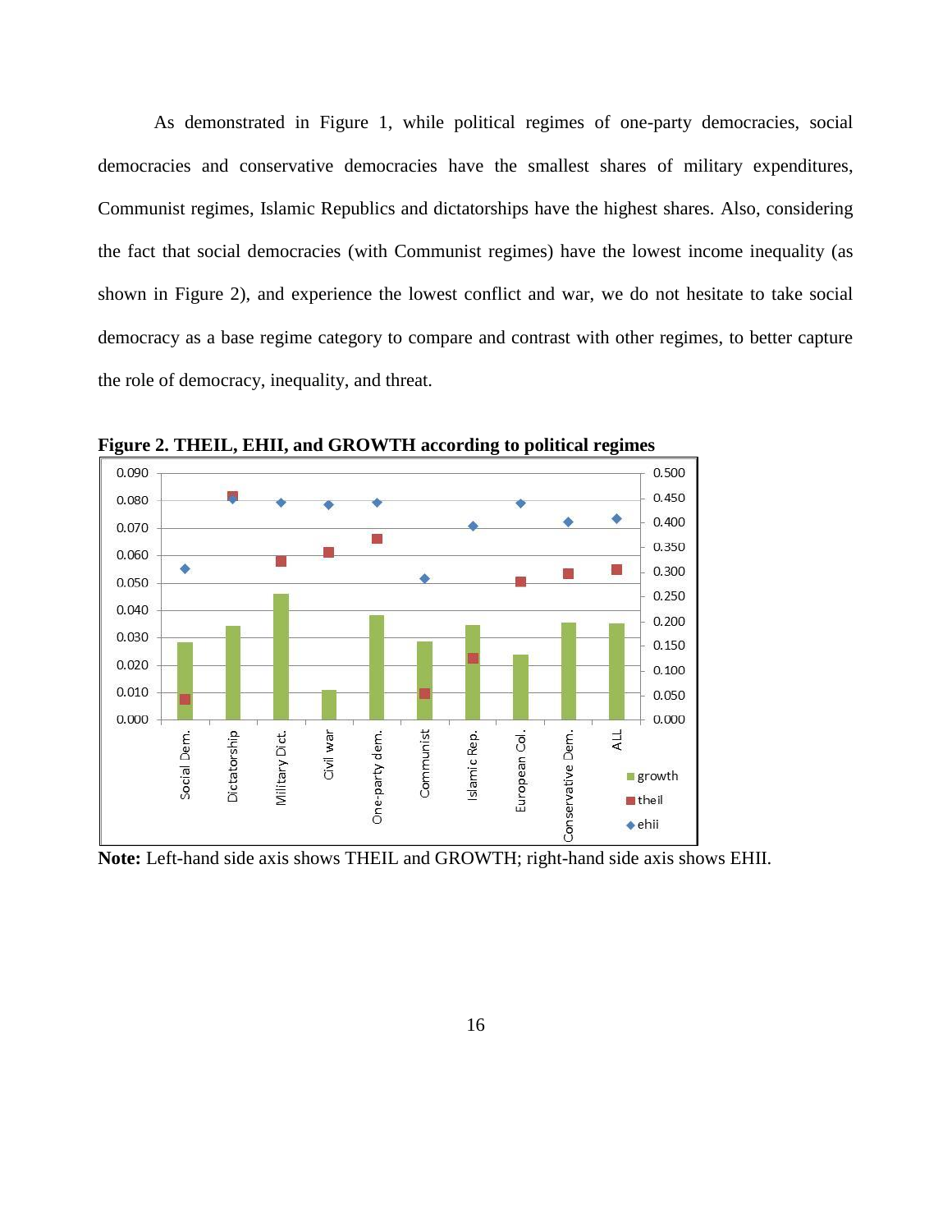As demonstrated in Figure 1, while political regimes of one-party democracies, social democracies and conservative democracies have the smallest shares of military expenditures, Communist regimes, Islamic Republics and dictatorships have the highest shares. Also, considering the fact that social democracies (with Communist regimes) have the lowest income inequality (as shown in Figure 2), and experience the lowest conflict and war, we do not hesitate to take social democracy as a base regime category to compare and contrast with other regimes, to better capture the role of democracy, inequality, and threat.

**Figure 2. THEIL, EHII, and GROWTH according to political regimes**

**Note:** Left-hand side axis shows THEIL and GROWTH; right-hand side axis shows EHII.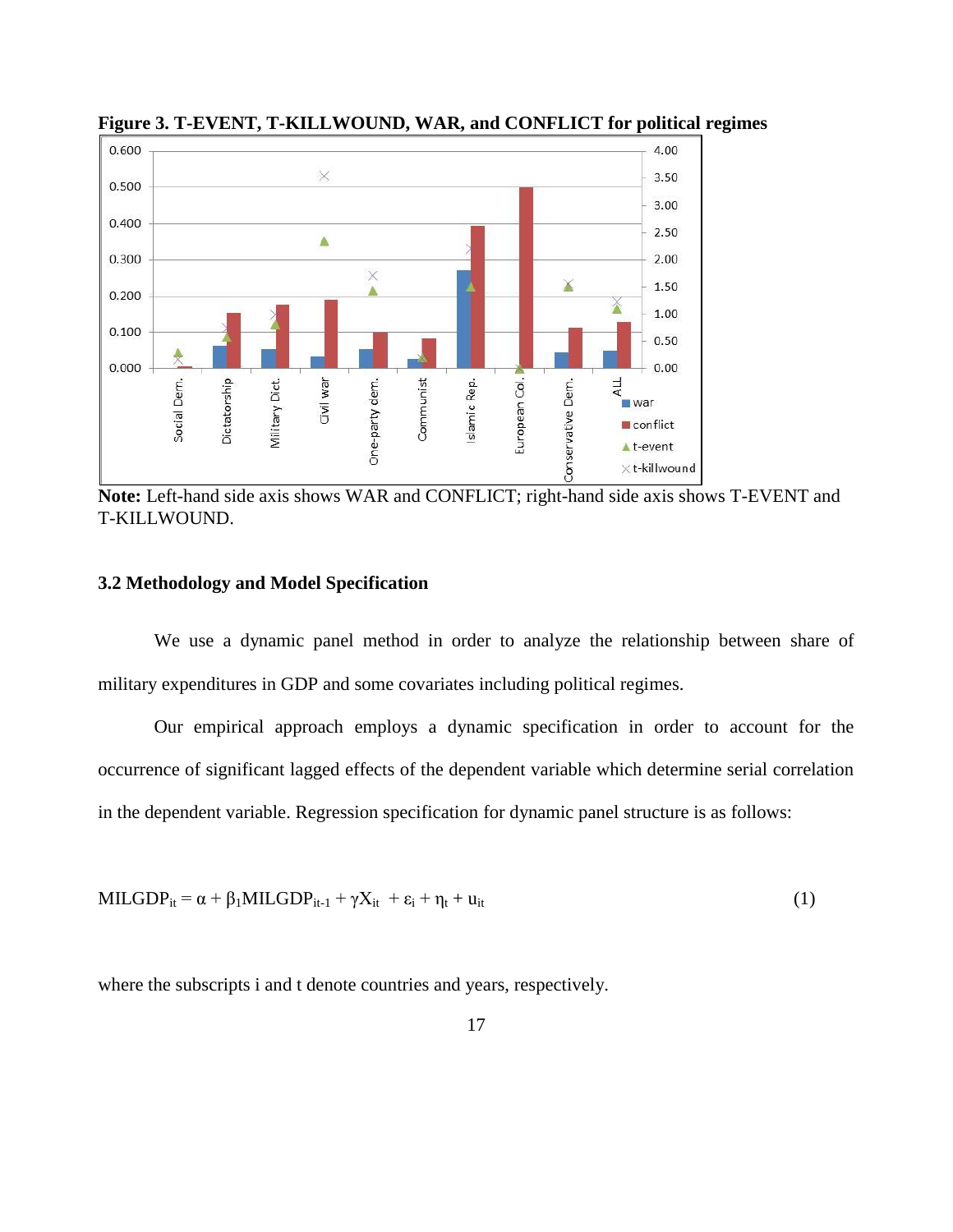**Figure 3. T-EVENT, T-KILLWOUND, WAR, and CONFLICT for political regimes**

**Note:** Left-hand side axis shows WAR and CONFLICT; right-hand side axis shows T-EVENT and T-KILLWOUND.

### 3.2 Methodology and Model Specification

We use a dynamic panel method in order to analyze the relationship between share of military expenditures in GDP and some covariates including political regimes.

Our empirical approach employs a dynamic specification in order to account for the occurrence of significant lagged effects of the dependent variable which determine serial correlation in the dependent variable. Regression specification for dynamic panel structure is as follows:

$$MILGDP_{it} = \alpha + \beta_1 MILGDP_{it-1} + \gamma X_{it} + \varepsilon_i + \eta_t + u_{it} \qquad (1)$$

where the subscripts i and t denote countries and years, respectively.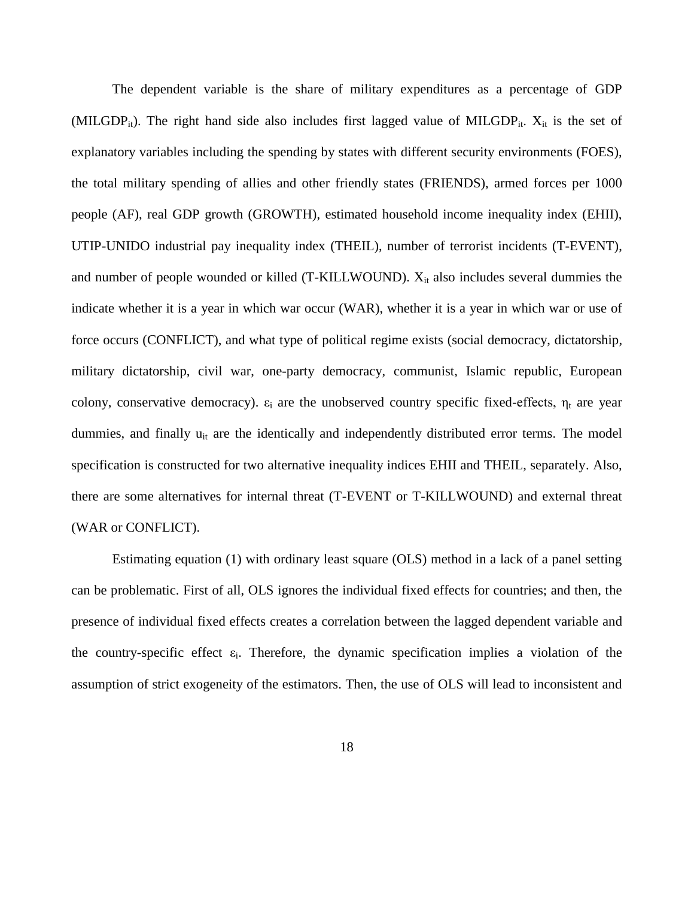The dependent variable is the share of military expenditures as a percentage of GDP ($MILGDP_{it}$). The right hand side also includes first lagged value of $MILGDP_{it}$. $X_{it}$ is the set of explanatory variables including the spending by states with different security environments (FOES), the total military spending of allies and other friendly states (FRIENDS), armed forces per 1000 people (AF), real GDP growth (GROWTH), estimated household income inequality index (EHII), UTIP-UNIDO industrial pay inequality index (THEIL), number of terrorist incidents (T-EVENT), and number of people wounded or killed (T-KILLWOUND). $X_{it}$ also includes several dummies the indicate whether it is a year in which war occur (WAR), whether it is a year in which war or use of force occurs (CONFLICT), and what type of political regime exists (social democracy, dictatorship, military dictatorship, civil war, one-party democracy, communist, Islamic republic, European colony, conservative democracy). $\varepsilon_i$ are the unobserved country specific fixed-effects, $\eta_t$ are year dummies, and finally $u_{it}$ are the identically and independently distributed error terms. The model specification is constructed for two alternative inequality indices EHII and THEIL, separately. Also, there are some alternatives for internal threat (T-EVENT or T-KILLWOUND) and external threat (WAR or CONFLICT).

Estimating equation (1) with ordinary least square (OLS) method in a lack of a panel setting can be problematic. First of all, OLS ignores the individual fixed effects for countries; and then, the presence of individual fixed effects creates a correlation between the lagged dependent variable and the country-specific effect $\varepsilon_i$. Therefore, the dynamic specification implies a violation of the assumption of strict exogeneity of the estimators. Then, the use of OLS will lead to inconsistent and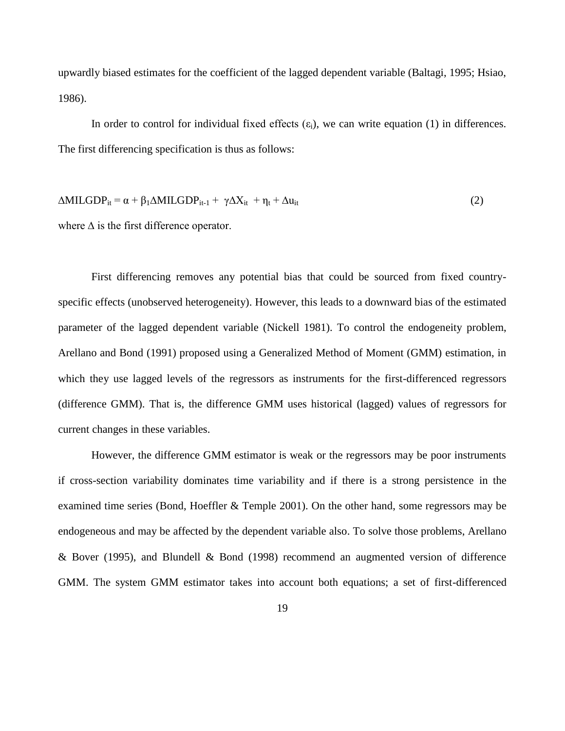upwardly biased estimates for the coefficient of the lagged dependent variable (Baltagi, 1995; Hsiao, 1986).

In order to control for individual fixed effects ($\varepsilon_i$), we can write equation (1) in differences. The first differencing specification is thus as follows:

$$\Delta MILGDP_{it} = \alpha + \beta_1 \Delta MILGDP_{it-1} + \gamma \Delta X_{it} + \eta_t + \Delta u_{it} \tag{2}$$

where $\Delta$ is the first difference operator.

First differencing removes any potential bias that could be sourced from fixed country-specific effects (unobserved heterogeneity). However, this leads to a downward bias of the estimated parameter of the lagged dependent variable (Nickell 1981). To control the endogeneity problem, Arellano and Bond (1991) proposed using a Generalized Method of Moment (GMM) estimation, in which they use lagged levels of the regressors as instruments for the first-differenced regressors (difference GMM). That is, the difference GMM uses historical (lagged) values of regressors for current changes in these variables.

However, the difference GMM estimator is weak or the regressors may be poor instruments if cross-section variability dominates time variability and if there is a strong persistence in the examined time series (Bond, Hoeffler & Temple 2001). On the other hand, some regressors may be endogeneous and may be affected by the dependent variable also. To solve those problems, Arellano & Bover (1995), and Blundell & Bond (1998) recommend an augmented version of difference GMM. The system GMM estimator takes into account both equations; a set of first-differenced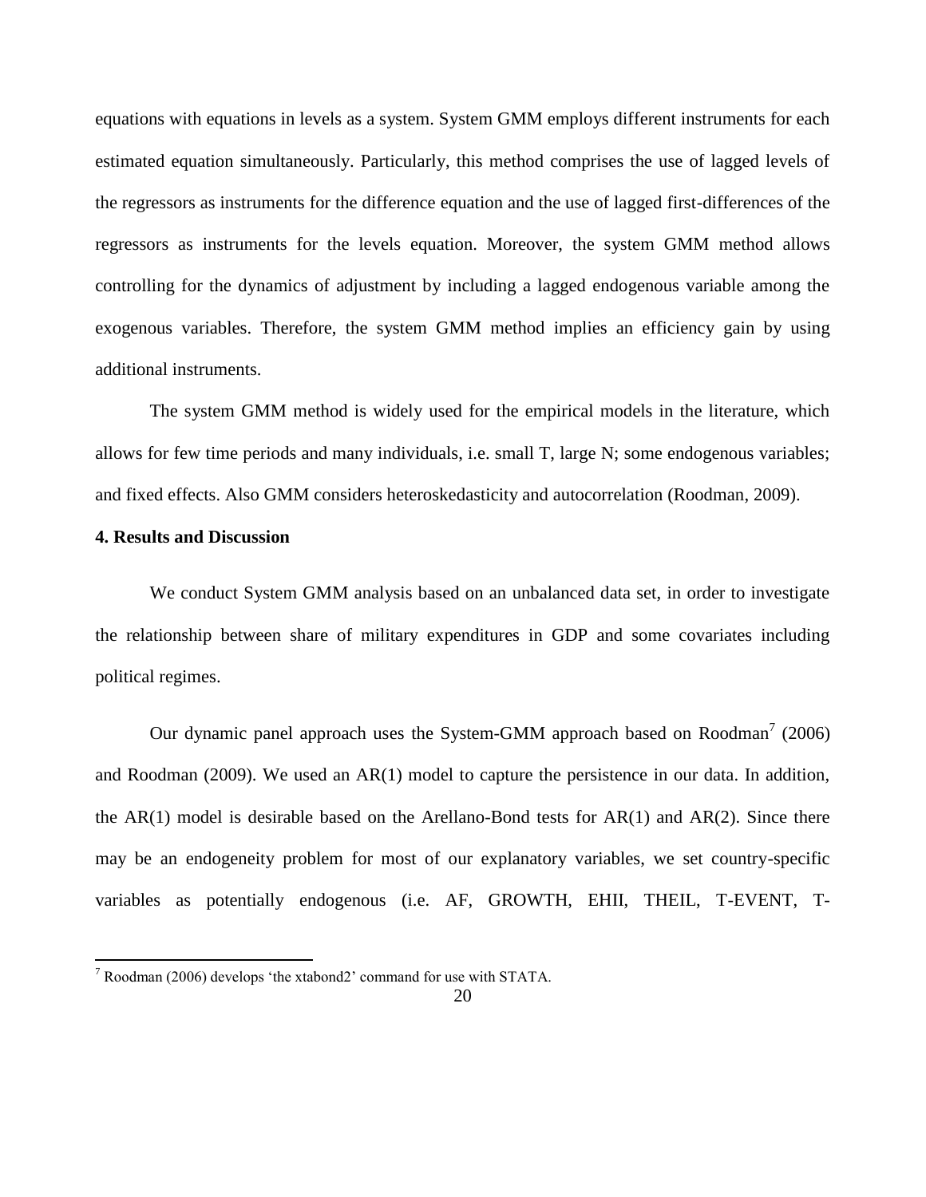equations with equations in levels as a system. System GMM employs different instruments for each estimated equation simultaneously. Particularly, this method comprises the use of lagged levels of the regressors as instruments for the difference equation and the use of lagged first-differences of the regressors as instruments for the levels equation. Moreover, the system GMM method allows controlling for the dynamics of adjustment by including a lagged endogenous variable among the exogenous variables. Therefore, the system GMM method implies an efficiency gain by using additional instruments.

The system GMM method is widely used for the empirical models in the literature, which allows for few time periods and many individuals, i.e. small T, large N; some endogenous variables; and fixed effects. Also GMM considers heteroskedasticity and autocorrelation (Roodman, 2009).

## 4. Results and Discussion

We conduct System GMM analysis based on an unbalanced data set, in order to investigate the relationship between share of military expenditures in GDP and some covariates including political regimes.

Our dynamic panel approach uses the System-GMM approach based on Roodman[7] (2006) and Roodman (2009). We used an AR(1) model to capture the persistence in our data. In addition, the AR(1) model is desirable based on the Arellano-Bond tests for AR(1) and AR(2). Since there may be an endogeneity problem for most of our explanatory variables, we set country-specific variables as potentially endogenous (i.e. AF, GROWTH, EHII, THEIL, T-EVENT, T-

[7] Roodman (2006) develops 'the xtabond2' command for use with STATA.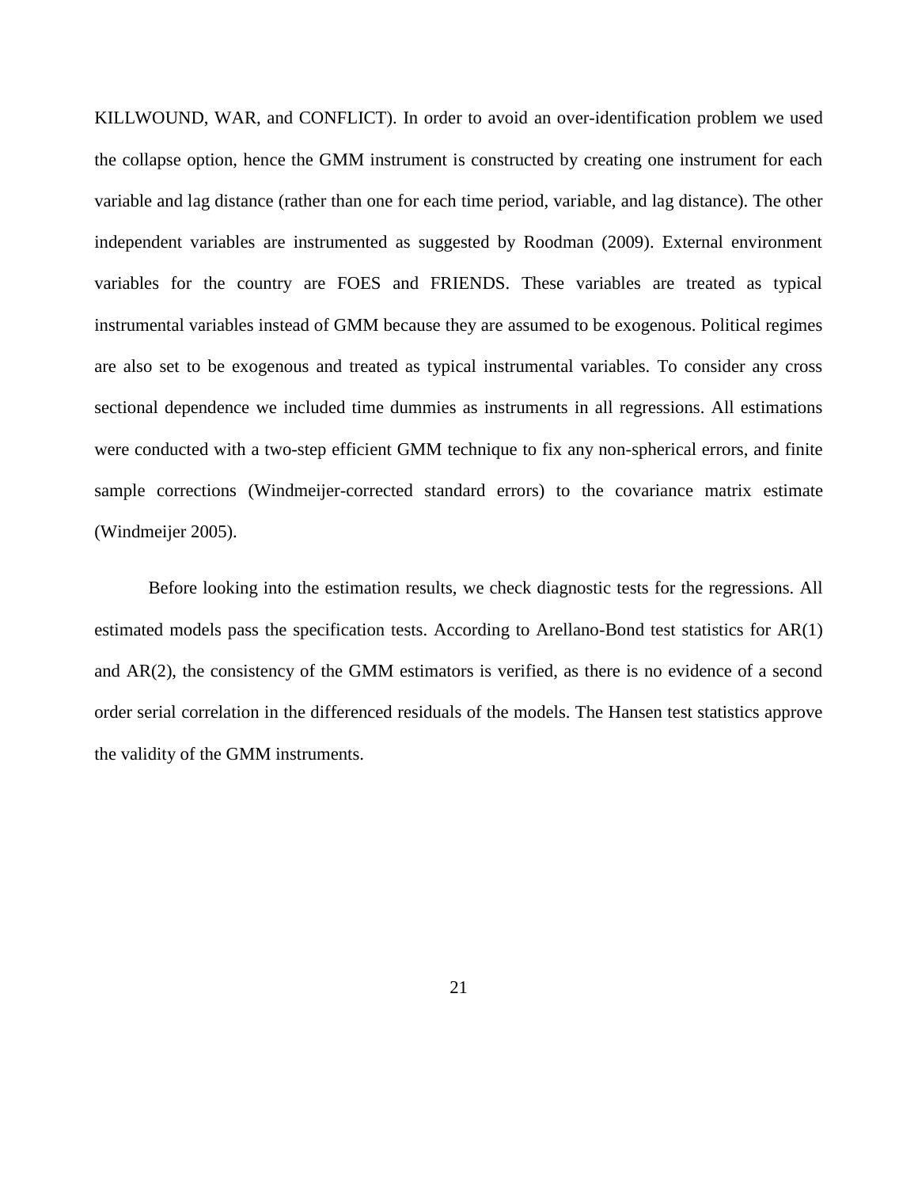KILLWOUND, WAR, and CONFLICT). In order to avoid an over-identification problem we used the collapse option, hence the GMM instrument is constructed by creating one instrument for each variable and lag distance (rather than one for each time period, variable, and lag distance). The other independent variables are instrumented as suggested by Roodman (2009). External environment variables for the country are FOES and FRIENDS. These variables are treated as typical instrumental variables instead of GMM because they are assumed to be exogenous. Political regimes are also set to be exogenous and treated as typical instrumental variables. To consider any cross sectional dependence we included time dummies as instruments in all regressions. All estimations were conducted with a two-step efficient GMM technique to fix any non-spherical errors, and finite sample corrections (Windmeijer-corrected standard errors) to the covariance matrix estimate (Windmeijer 2005).

Before looking into the estimation results, we check diagnostic tests for the regressions. All estimated models pass the specification tests. According to Arellano-Bond test statistics for AR(1) and AR(2), the consistency of the GMM estimators is verified, as there is no evidence of a second order serial correlation in the differenced residuals of the models. The Hansen test statistics approve the validity of the GMM instruments.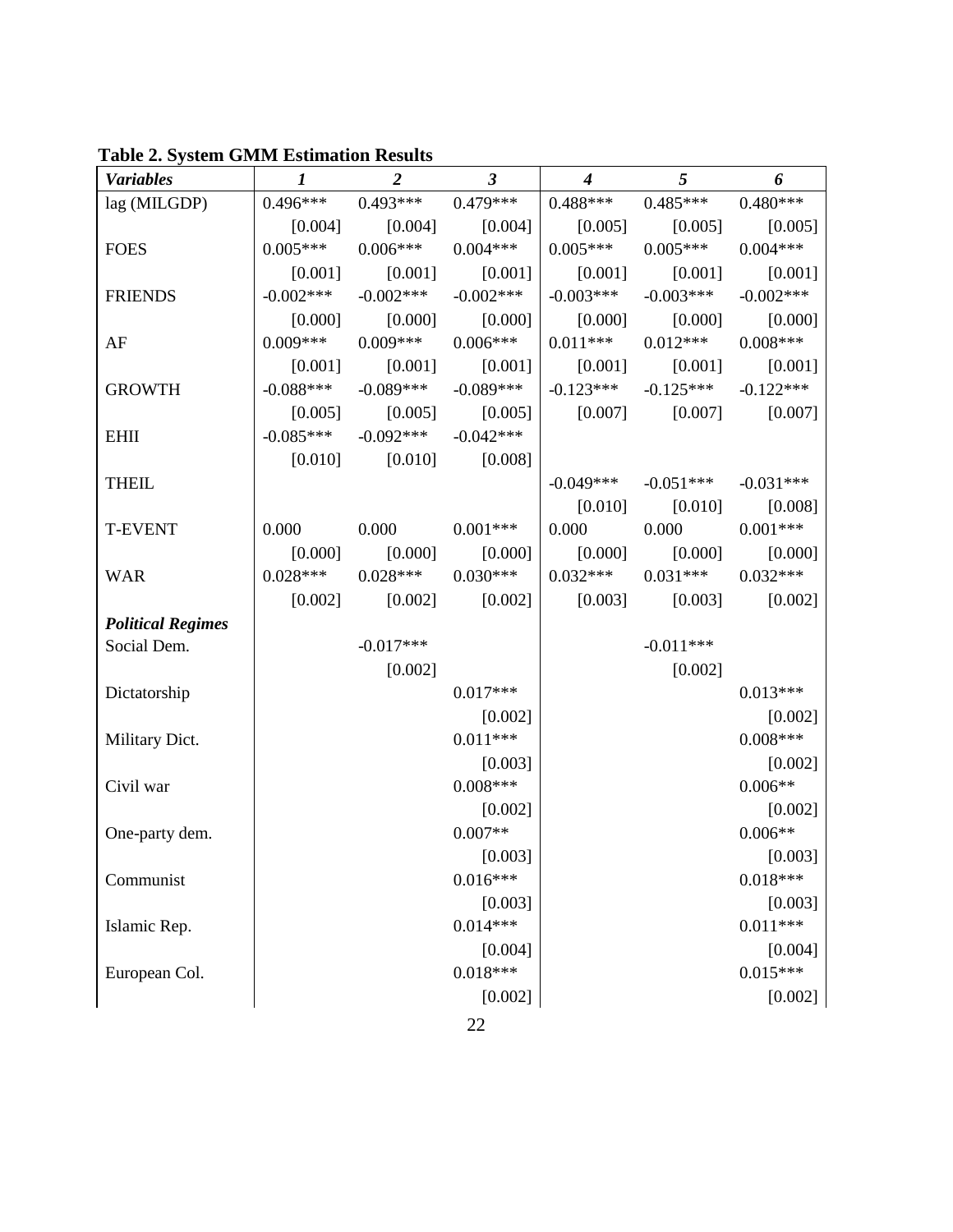**Table 2. System GMM Estimation Results**

| *Variables* | *1* | *2* | *3* | *4* | *5* | *6* |
|---|---|---|---|---|---|---|
| lag (MILGDP) | 0.496*** | 0.493*** | 0.479*** | 0.488*** | 0.485*** | 0.480*** |
| | [0.004] | [0.004] | [0.004] | [0.005] | [0.005] | [0.005] |
| FOES | 0.005*** | 0.006*** | 0.004*** | 0.005*** | 0.005*** | 0.004*** |
| | [0.001] | [0.001] | [0.001] | [0.001] | [0.001] | [0.001] |
| FRIENDS | -0.002*** | -0.002*** | -0.002*** | -0.003*** | -0.003*** | -0.002*** |
| | [0.000] | [0.000] | [0.000] | [0.000] | [0.000] | [0.000] |
| AF | 0.009*** | 0.009*** | 0.006*** | 0.011*** | 0.012*** | 0.008*** |
| | [0.001] | [0.001] | [0.001] | [0.001] | [0.001] | [0.001] |
| GROWTH | -0.088*** | -0.089*** | -0.089*** | -0.123*** | -0.125*** | -0.122*** |
| | [0.005] | [0.005] | [0.005] | [0.007] | [0.007] | [0.007] |
| EHII | -0.085*** | -0.092*** | -0.042*** | | | |
| | [0.010] | [0.010] | [0.008] | | | |
| THEIL | | | | -0.049*** | -0.051*** | -0.031*** |
| | | | | [0.010] | [0.010] | [0.008] |
| T-EVENT | 0.000 | 0.000 | 0.001*** | 0.000 | 0.000 | 0.001*** |
| | [0.000] | [0.000] | [0.000] | [0.000] | [0.000] | [0.000] |
| WAR | 0.028*** | 0.028*** | 0.030*** | 0.032*** | 0.031*** | 0.032*** |
| | [0.002] | [0.002] | [0.002] | [0.003] | [0.003] | [0.002] |
| ***Political Regimes*** | | | | | | |
| Social Dem. | | -0.017*** | | | -0.011*** | |
| | | [0.002] | | | [0.002] | |
| Dictatorship | | | 0.017*** | | | 0.013*** |
| | | | [0.002] | | | [0.002] |
| Military Dict. | | | 0.011*** | | | 0.008*** |
| | | | [0.003] | | | [0.002] |
| Civil war | | | 0.008*** | | | 0.006** |
| | | | [0.002] | | | [0.002] |
| One-party dem. | | | 0.007** | | | 0.006** |
| | | | [0.003] | | | [0.003] |
| Communist | | | 0.016*** | | | 0.018*** |
| | | | [0.003] | | | [0.003] |
| Islamic Rep. | | | 0.014*** | | | 0.011*** |
| | | | [0.004] | | | [0.004] |
| European Col. | | | 0.018*** | | | 0.015*** |
| | | | [0.002] | | | [0.002] |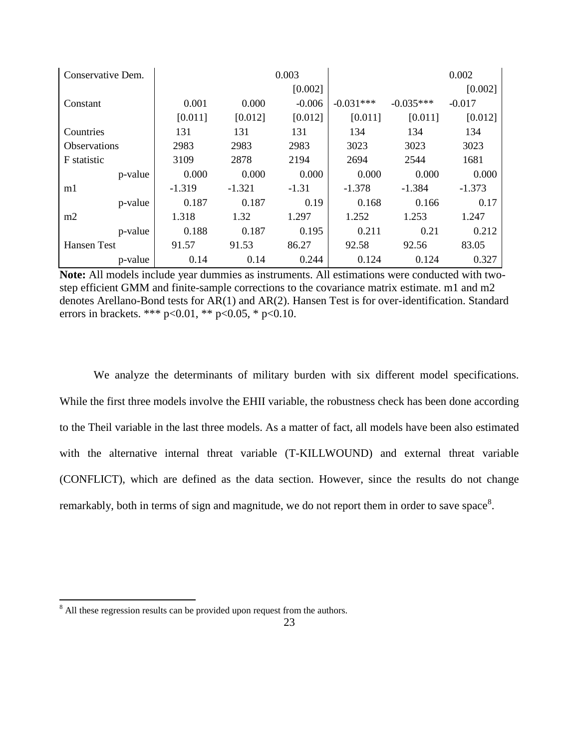| | | | | | | |
|---|---|---|---|---|---|---|
| Conservative Dem. | | | 0.003 | | | 0.002 |
| | | | [0.002] | | | [0.002] |
| Constant | 0.001 | 0.000 | -0.006 | -0.031*** | -0.035*** | -0.017 |
| | [0.011] | [0.012] | [0.012] | [0.011] | [0.011] | [0.012] |
| Countries | 131 | 131 | 131 | 134 | 134 | 134 |
| Observations | 2983 | 2983 | 2983 | 3023 | 3023 | 3023 |
| F statistic | 3109 | 2878 | 2194 | 2694 | 2544 | 1681 |
| p-value | 0.000 | 0.000 | 0.000 | 0.000 | 0.000 | 0.000 |
| m1 | -1.319 | -1.321 | -1.31 | -1.378 | -1.384 | -1.373 |
| p-value | 0.187 | 0.187 | 0.19 | 0.168 | 0.166 | 0.17 |
| m2 | 1.318 | 1.32 | 1.297 | 1.252 | 1.253 | 1.247 |
| p-value | 0.188 | 0.187 | 0.195 | 0.211 | 0.21 | 0.212 |
| Hansen Test | 91.57 | 91.53 | 86.27 | 92.58 | 92.56 | 83.05 |
| p-value | 0.14 | 0.14 | 0.244 | 0.124 | 0.124 | 0.327 |

**Note:** All models include year dummies as instruments. All estimations were conducted with two-step efficient GMM and finite-sample corrections to the covariance matrix estimate. m1 and m2 denotes Arellano-Bond tests for AR(1) and AR(2). Hansen Test is for over-identification. Standard errors in brackets. *** p<0.01, ** p<0.05, * p<0.10.

We analyze the determinants of military burden with six different model specifications. While the first three models involve the EHII variable, the robustness check has been done according to the Theil variable in the last three models. As a matter of fact, all models have been also estimated with the alternative internal threat variable (T-KILLWOUND) and external threat variable (CONFLICT), which are defined as the data section. However, since the results do not change remarkably, both in terms of sign and magnitude, we do not report them in order to save space[8].

[8] All these regression results can be provided upon request from the authors.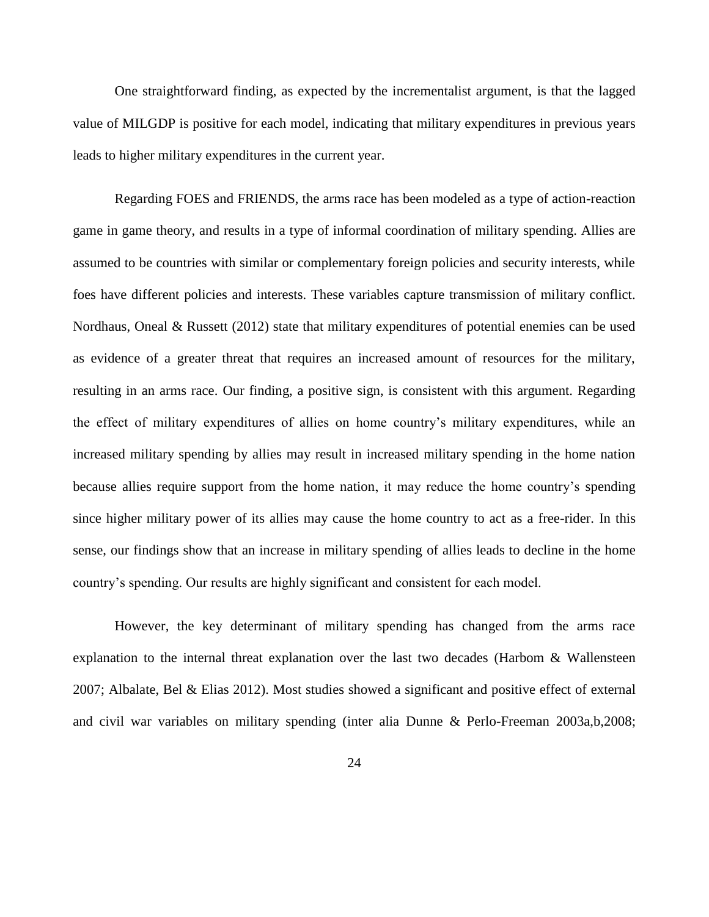One straightforward finding, as expected by the incrementalist argument, is that the lagged value of MILGDP is positive for each model, indicating that military expenditures in previous years leads to higher military expenditures in the current year.

Regarding FOES and FRIENDS, the arms race has been modeled as a type of action-reaction game in game theory, and results in a type of informal coordination of military spending. Allies are assumed to be countries with similar or complementary foreign policies and security interests, while foes have different policies and interests. These variables capture transmission of military conflict. Nordhaus, Oneal & Russett (2012) state that military expenditures of potential enemies can be used as evidence of a greater threat that requires an increased amount of resources for the military, resulting in an arms race. Our finding, a positive sign, is consistent with this argument. Regarding the effect of military expenditures of allies on home country's military expenditures, while an increased military spending by allies may result in increased military spending in the home nation because allies require support from the home nation, it may reduce the home country's spending since higher military power of its allies may cause the home country to act as a free-rider. In this sense, our findings show that an increase in military spending of allies leads to decline in the home country's spending. Our results are highly significant and consistent for each model.

However, the key determinant of military spending has changed from the arms race explanation to the internal threat explanation over the last two decades (Harbom & Wallensteen 2007; Albalate, Bel & Elias 2012). Most studies showed a significant and positive effect of external and civil war variables on military spending (inter alia Dunne & Perlo-Freeman 2003a,b,2008;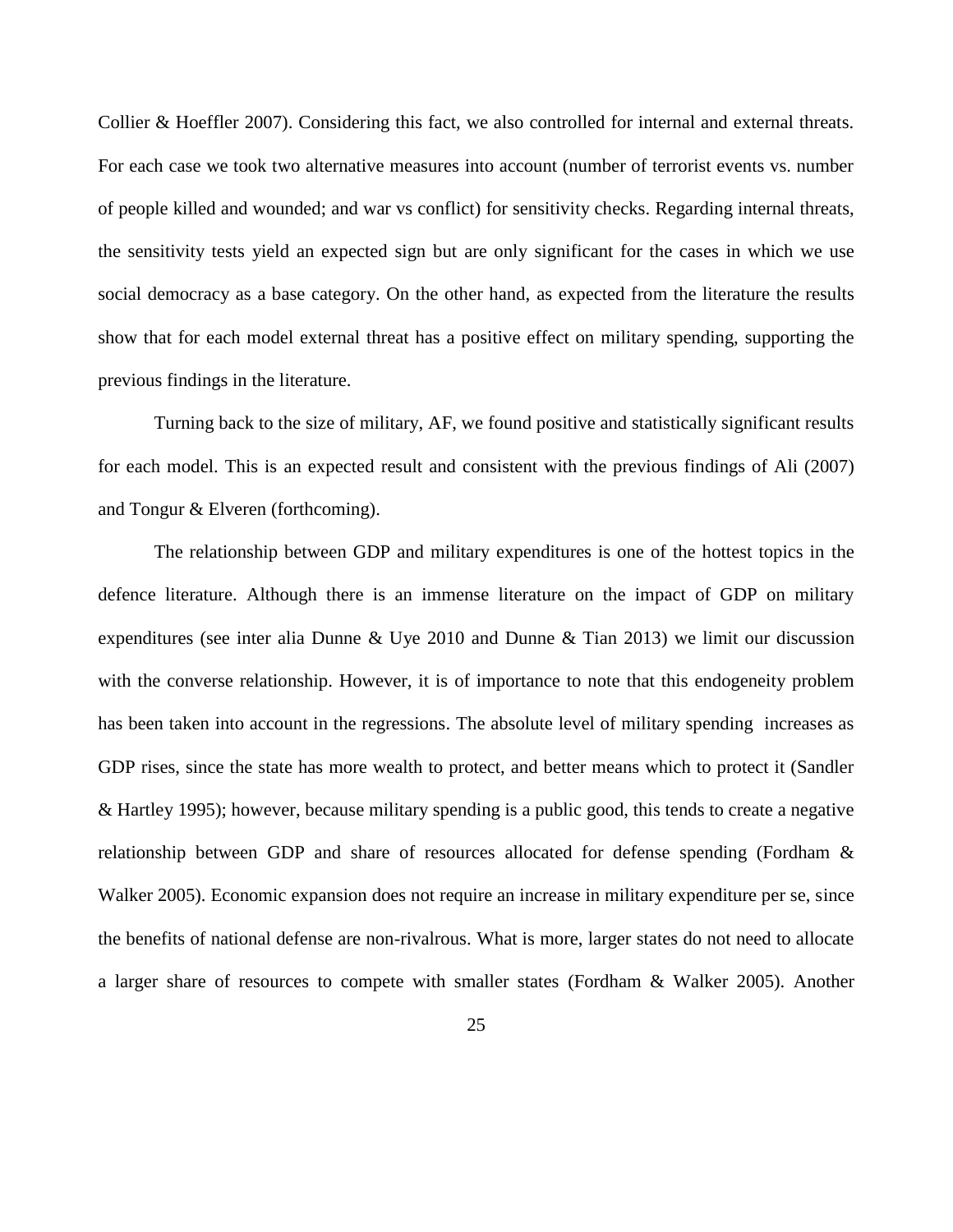Collier & Hoeffler 2007). Considering this fact, we also controlled for internal and external threats. For each case we took two alternative measures into account (number of terrorist events vs. number of people killed and wounded; and war vs conflict) for sensitivity checks. Regarding internal threats, the sensitivity tests yield an expected sign but are only significant for the cases in which we use social democracy as a base category. On the other hand, as expected from the literature the results show that for each model external threat has a positive effect on military spending, supporting the previous findings in the literature.

Turning back to the size of military, AF, we found positive and statistically significant results for each model. This is an expected result and consistent with the previous findings of Ali (2007) and Tongur & Elveren (forthcoming).

The relationship between GDP and military expenditures is one of the hottest topics in the defence literature. Although there is an immense literature on the impact of GDP on military expenditures (see inter alia Dunne & Uye 2010 and Dunne & Tian 2013) we limit our discussion with the converse relationship. However, it is of importance to note that this endogeneity problem has been taken into account in the regressions. The absolute level of military spending increases as GDP rises, since the state has more wealth to protect, and better means which to protect it (Sandler & Hartley 1995); however, because military spending is a public good, this tends to create a negative relationship between GDP and share of resources allocated for defense spending (Fordham & Walker 2005). Economic expansion does not require an increase in military expenditure per se, since the benefits of national defense are non-rivalrous. What is more, larger states do not need to allocate a larger share of resources to compete with smaller states (Fordham & Walker 2005). Another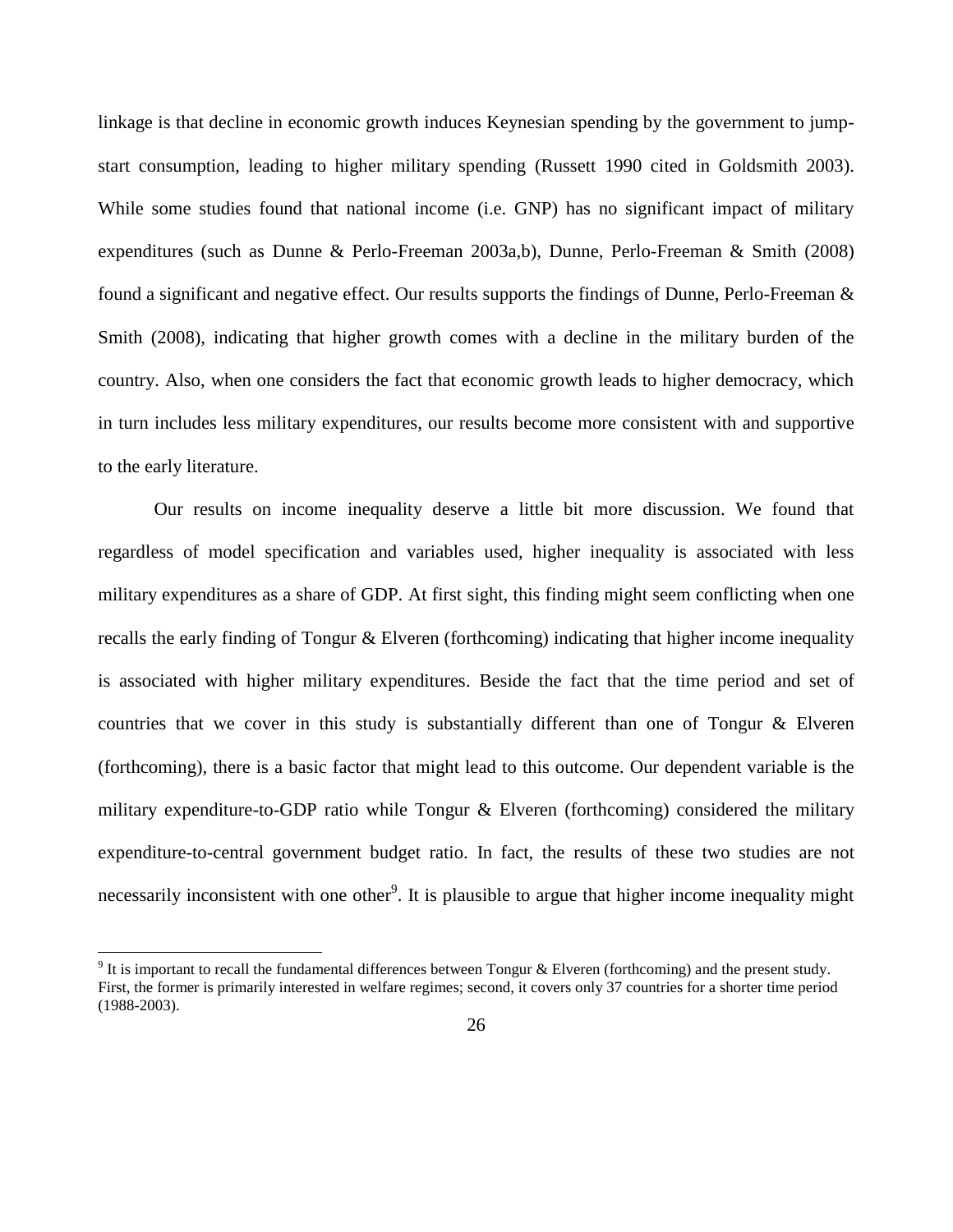linkage is that decline in economic growth induces Keynesian spending by the government to jump-start consumption, leading to higher military spending (Russett 1990 cited in Goldsmith 2003). While some studies found that national income (i.e. GNP) has no significant impact of military expenditures (such as Dunne & Perlo-Freeman 2003a,b), Dunne, Perlo-Freeman & Smith (2008) found a significant and negative effect. Our results supports the findings of Dunne, Perlo-Freeman & Smith (2008), indicating that higher growth comes with a decline in the military burden of the country. Also, when one considers the fact that economic growth leads to higher democracy, which in turn includes less military expenditures, our results become more consistent with and supportive to the early literature.

Our results on income inequality deserve a little bit more discussion. We found that regardless of model specification and variables used, higher inequality is associated with less military expenditures as a share of GDP. At first sight, this finding might seem conflicting when one recalls the early finding of Tongur & Elveren (forthcoming) indicating that higher income inequality is associated with higher military expenditures. Beside the fact that the time period and set of countries that we cover in this study is substantially different than one of Tongur & Elveren (forthcoming), there is a basic factor that might lead to this outcome. Our dependent variable is the military expenditure-to-GDP ratio while Tongur & Elveren (forthcoming) considered the military expenditure-to-central government budget ratio. In fact, the results of these two studies are not necessarily inconsistent with one other[9]. It is plausible to argue that higher income inequality might

[9] It is important to recall the fundamental differences between Tongur & Elveren (forthcoming) and the present study. First, the former is primarily interested in welfare regimes; second, it covers only 37 countries for a shorter time period (1988-2003).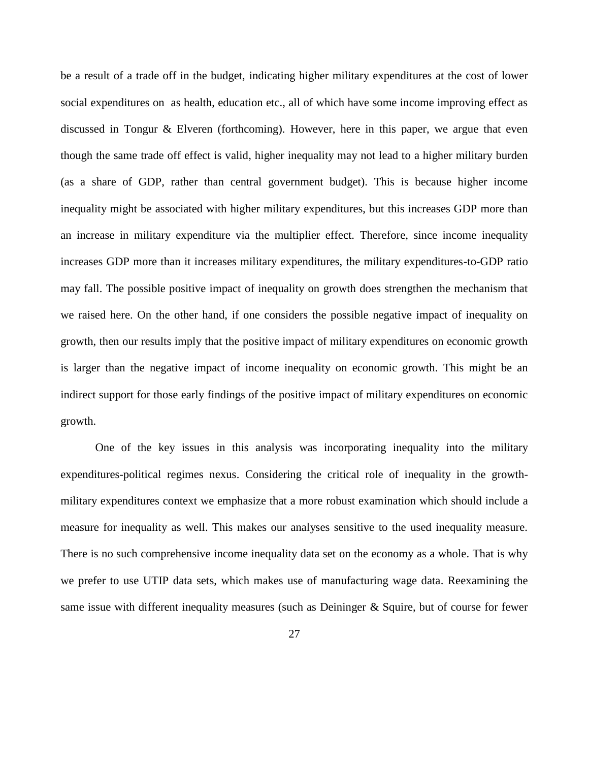be a result of a trade off in the budget, indicating higher military expenditures at the cost of lower social expenditures on as health, education etc., all of which have some income improving effect as discussed in Tongur & Elveren (forthcoming). However, here in this paper, we argue that even though the same trade off effect is valid, higher inequality may not lead to a higher military burden (as a share of GDP, rather than central government budget). This is because higher income inequality might be associated with higher military expenditures, but this increases GDP more than an increase in military expenditure via the multiplier effect. Therefore, since income inequality increases GDP more than it increases military expenditures, the military expenditures-to-GDP ratio may fall. The possible positive impact of inequality on growth does strengthen the mechanism that we raised here. On the other hand, if one considers the possible negative impact of inequality on growth, then our results imply that the positive impact of military expenditures on economic growth is larger than the negative impact of income inequality on economic growth. This might be an indirect support for those early findings of the positive impact of military expenditures on economic growth.

One of the key issues in this analysis was incorporating inequality into the military expenditures-political regimes nexus. Considering the critical role of inequality in the growth-military expenditures context we emphasize that a more robust examination which should include a measure for inequality as well. This makes our analyses sensitive to the used inequality measure. There is no such comprehensive income inequality data set on the economy as a whole. That is why we prefer to use UTIP data sets, which makes use of manufacturing wage data. Reexamining the same issue with different inequality measures (such as Deininger & Squire, but of course for fewer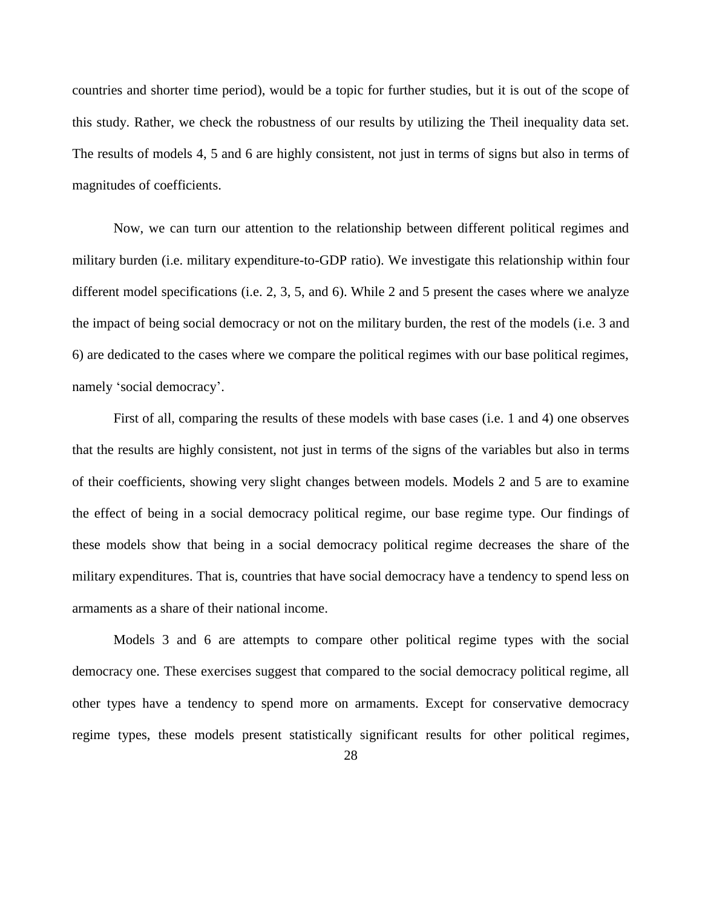countries and shorter time period), would be a topic for further studies, but it is out of the scope of this study. Rather, we check the robustness of our results by utilizing the Theil inequality data set. The results of models 4, 5 and 6 are highly consistent, not just in terms of signs but also in terms of magnitudes of coefficients.

Now, we can turn our attention to the relationship between different political regimes and military burden (i.e. military expenditure-to-GDP ratio). We investigate this relationship within four different model specifications (i.e. 2, 3, 5, and 6). While 2 and 5 present the cases where we analyze the impact of being social democracy or not on the military burden, the rest of the models (i.e. 3 and 6) are dedicated to the cases where we compare the political regimes with our base political regimes, namely 'social democracy'.

First of all, comparing the results of these models with base cases (i.e. 1 and 4) one observes that the results are highly consistent, not just in terms of the signs of the variables but also in terms of their coefficients, showing very slight changes between models. Models 2 and 5 are to examine the effect of being in a social democracy political regime, our base regime type. Our findings of these models show that being in a social democracy political regime decreases the share of the military expenditures. That is, countries that have social democracy have a tendency to spend less on armaments as a share of their national income.

Models 3 and 6 are attempts to compare other political regime types with the social democracy one. These exercises suggest that compared to the social democracy political regime, all other types have a tendency to spend more on armaments. Except for conservative democracy regime types, these models present statistically significant results for other political regimes,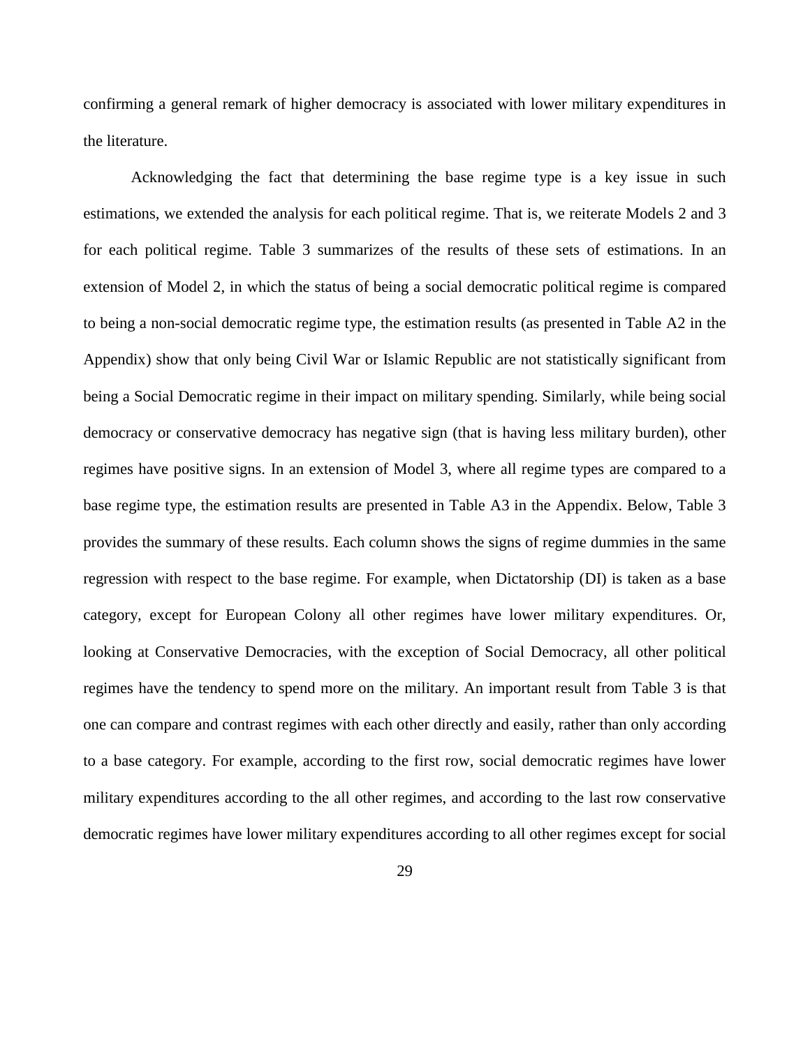confirming a general remark of higher democracy is associated with lower military expenditures in the literature.

Acknowledging the fact that determining the base regime type is a key issue in such estimations, we extended the analysis for each political regime. That is, we reiterate Models 2 and 3 for each political regime. Table 3 summarizes of the results of these sets of estimations. In an extension of Model 2, in which the status of being a social democratic political regime is compared to being a non-social democratic regime type, the estimation results (as presented in Table A2 in the Appendix) show that only being Civil War or Islamic Republic are not statistically significant from being a Social Democratic regime in their impact on military spending. Similarly, while being social democracy or conservative democracy has negative sign (that is having less military burden), other regimes have positive signs. In an extension of Model 3, where all regime types are compared to a base regime type, the estimation results are presented in Table A3 in the Appendix. Below, Table 3 provides the summary of these results. Each column shows the signs of regime dummies in the same regression with respect to the base regime. For example, when Dictatorship (DI) is taken as a base category, except for European Colony all other regimes have lower military expenditures. Or, looking at Conservative Democracies, with the exception of Social Democracy, all other political regimes have the tendency to spend more on the military. An important result from Table 3 is that one can compare and contrast regimes with each other directly and easily, rather than only according to a base category. For example, according to the first row, social democratic regimes have lower military expenditures according to the all other regimes, and according to the last row conservative democratic regimes have lower military expenditures according to all other regimes except for social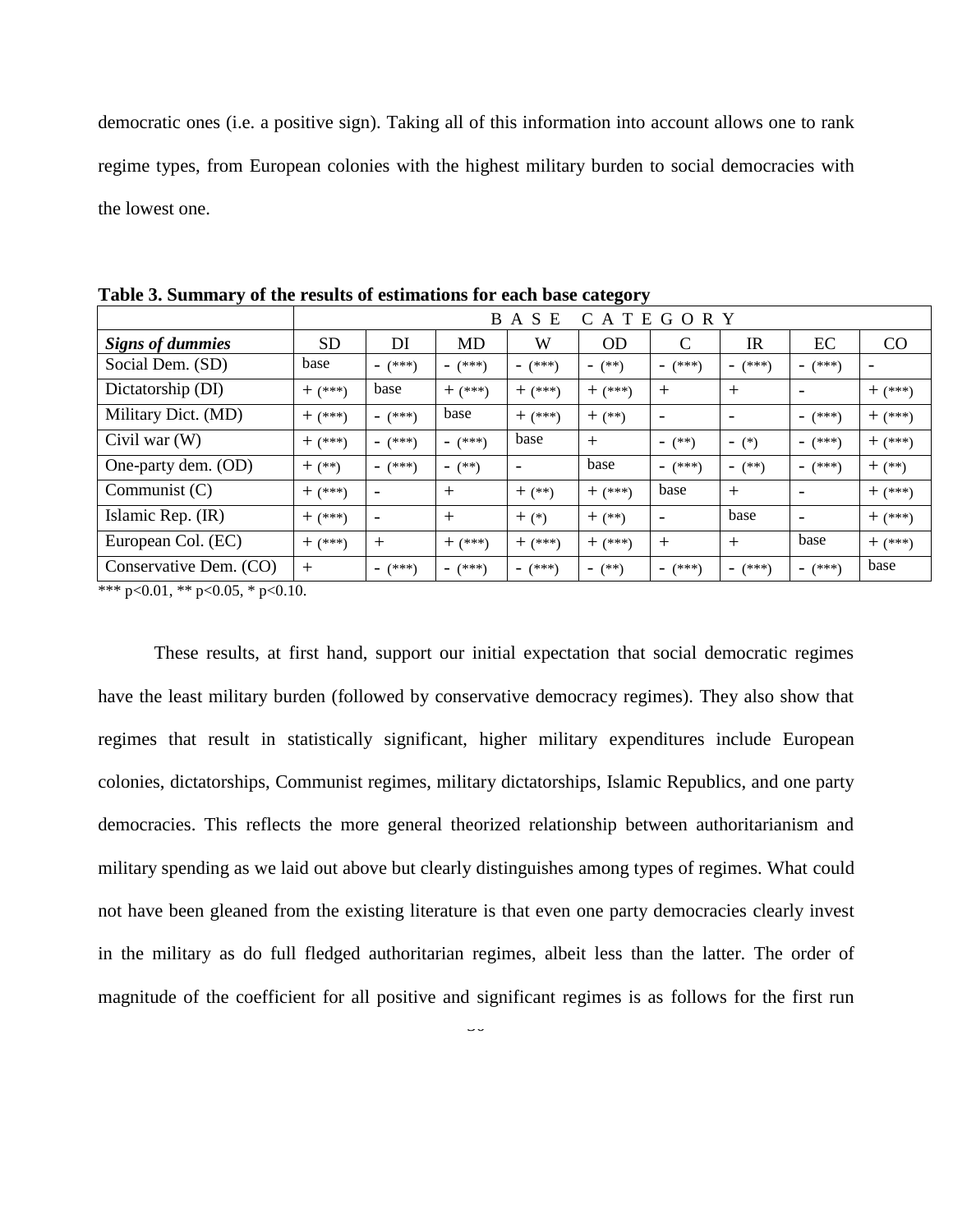democratic ones (i.e. a positive sign). Taking all of this information into account allows one to rank regime types, from European colonies with the highest military burden to social democracies with the lowest one.

**Table 3. Summary of the results of estimations for each base category**

| | BASE CATEGORY | | | | | | | | |
|---|---|---|---|---|---|---|---|---|---|
| ***Signs of dummies*** | SD | DI | MD | W | OD | C | IR | EC | CO |
| Social Dem. (SD) | base | - (***) | - (***) | - (***) | - (**) | - (***) | - (***) | - (***) | - |
| Dictatorship (DI) | + (***) | base | + (***) | + (***) | + (***) | + | + | - | + (***) |
| Military Dict. (MD) | + (***) | - (***) | base | + (***) | + (**) | - | - | - (***) | + (***) |
| Civil war (W) | + (***) | - (***) | - (***) | base | + | - (**) | - (*) | - (***) | + (***) |
| One-party dem. (OD) | + (**) | - (***) | - (**) | - | base | - (***) | - (**) | - (***) | + (**) |
| Communist (C) | + (***) | - | + | + (**) | + (***) | base | + | - | + (***) |
| Islamic Rep. (IR) | + (***) | - | + | + (*) | + (**) | - | base | - | + (***) |
| European Col. (EC) | + (***) | + | + (***) | + (***) | + (***) | + | + | base | + (***) |
| Conservative Dem. (CO) | + | - (***) | - (***) | - (***) | - (**) | - (***) | - (***) | - (***) | base |

*** $p<0.01$, ** $p<0.05$, * $p<0.10$.

These results, at first hand, support our initial expectation that social democratic regimes have the least military burden (followed by conservative democracy regimes). They also show that regimes that result in statistically significant, higher military expenditures include European colonies, dictatorships, Communist regimes, military dictatorships, Islamic Republics, and one party democracies. This reflects the more general theorized relationship between authoritarianism and military spending as we laid out above but clearly distinguishes among types of regimes. What could not have been gleaned from the existing literature is that even one party democracies clearly invest in the military as do full fledged authoritarian regimes, albeit less than the latter. The order of magnitude of the coefficient for all positive and significant regimes is as follows for the first run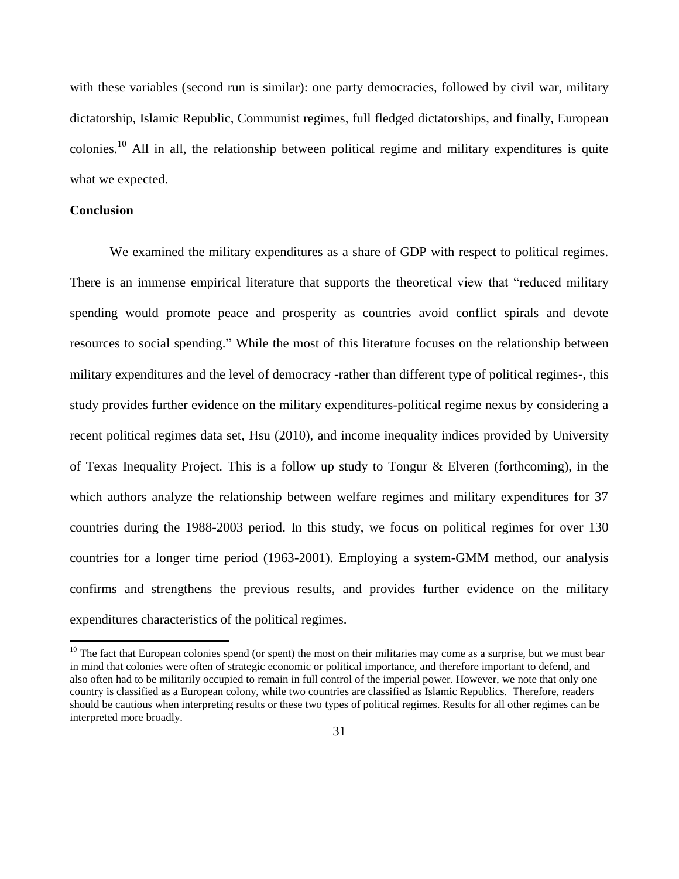with these variables (second run is similar): one party democracies, followed by civil war, military dictatorship, Islamic Republic, Communist regimes, full fledged dictatorships, and finally, European colonies.[10] All in all, the relationship between political regime and military expenditures is quite what we expected.

## Conclusion

We examined the military expenditures as a share of GDP with respect to political regimes. There is an immense empirical literature that supports the theoretical view that "reduced military spending would promote peace and prosperity as countries avoid conflict spirals and devote resources to social spending." While the most of this literature focuses on the relationship between military expenditures and the level of democracy -rather than different type of political regimes-, this study provides further evidence on the military expenditures-political regime nexus by considering a recent political regimes data set, Hsu (2010), and income inequality indices provided by University of Texas Inequality Project. This is a follow up study to Tongur & Elveren (forthcoming), in the which authors analyze the relationship between welfare regimes and military expenditures for 37 countries during the 1988-2003 period. In this study, we focus on political regimes for over 130 countries for a longer time period (1963-2001). Employing a system-GMM method, our analysis confirms and strengthens the previous results, and provides further evidence on the military expenditures characteristics of the political regimes.

[10] The fact that European colonies spend (or spent) the most on their militaries may come as a surprise, but we must bear in mind that colonies were often of strategic economic or political importance, and therefore important to defend, and also often had to be militarily occupied to remain in full control of the imperial power. However, we note that only one country is classified as a European colony, while two countries are classified as Islamic Republics. Therefore, readers should be cautious when interpreting results or these two types of political regimes. Results for all other regimes can be interpreted more broadly.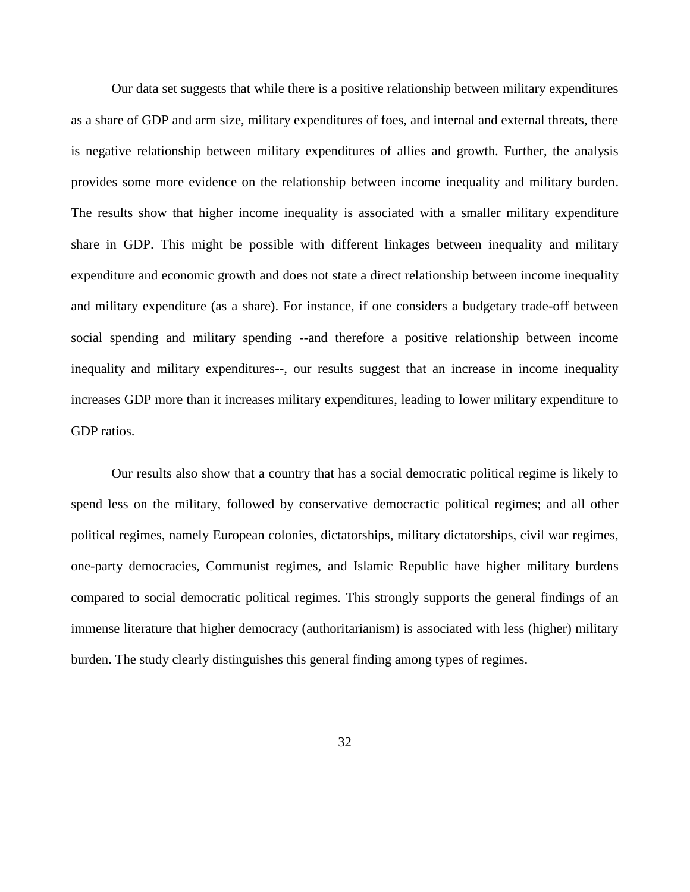Our data set suggests that while there is a positive relationship between military expenditures as a share of GDP and arm size, military expenditures of foes, and internal and external threats, there is negative relationship between military expenditures of allies and growth. Further, the analysis provides some more evidence on the relationship between income inequality and military burden. The results show that higher income inequality is associated with a smaller military expenditure share in GDP. This might be possible with different linkages between inequality and military expenditure and economic growth and does not state a direct relationship between income inequality and military expenditure (as a share). For instance, if one considers a budgetary trade-off between social spending and military spending --and therefore a positive relationship between income inequality and military expenditures--, our results suggest that an increase in income inequality increases GDP more than it increases military expenditures, leading to lower military expenditure to GDP ratios.

Our results also show that a country that has a social democratic political regime is likely to spend less on the military, followed by conservative democractic political regimes; and all other political regimes, namely European colonies, dictatorships, military dictatorships, civil war regimes, one-party democracies, Communist regimes, and Islamic Republic have higher military burdens compared to social democratic political regimes. This strongly supports the general findings of an immense literature that higher democracy (authoritarianism) is associated with less (higher) military burden. The study clearly distinguishes this general finding among types of regimes.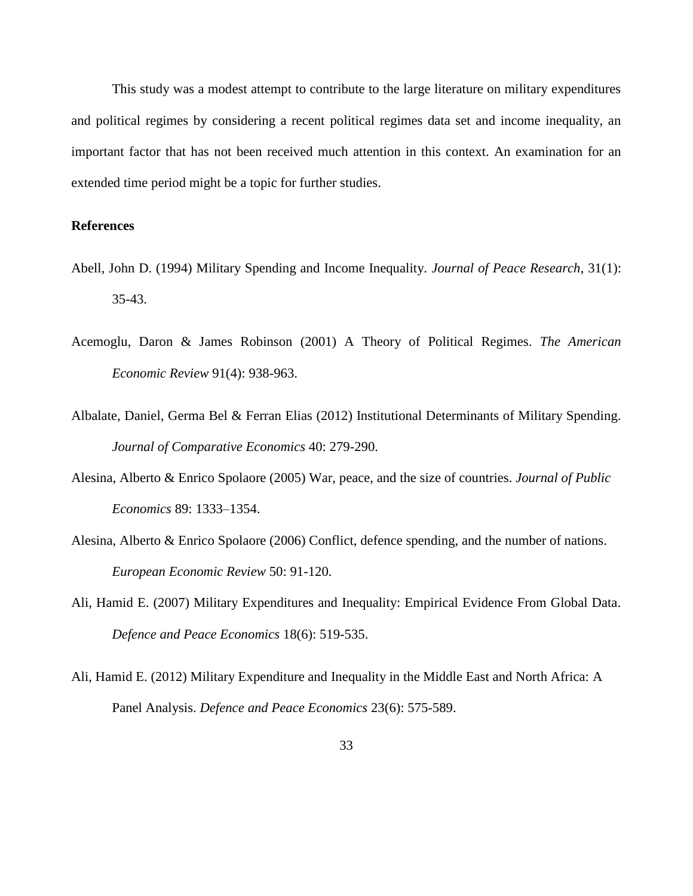This study was a modest attempt to contribute to the large literature on military expenditures and political regimes by considering a recent political regimes data set and income inequality, an important factor that has not been received much attention in this context. An examination for an extended time period might be a topic for further studies.

**References**

Abell, John D. (1994) Military Spending and Income Inequality. *Journal of Peace Research*, 31(1): 35-43.

Acemoglu, Daron & James Robinson (2001) A Theory of Political Regimes. *The American Economic Review* 91(4): 938-963.

Albalate, Daniel, Germa Bel & Ferran Elias (2012) Institutional Determinants of Military Spending. *Journal of Comparative Economics* 40: 279-290.

Alesina, Alberto & Enrico Spolaore (2005) War, peace, and the size of countries. *Journal of Public Economics* 89: 1333–1354.

Alesina, Alberto & Enrico Spolaore (2006) Conflict, defence spending, and the number of nations. *European Economic Review* 50: 91-120.

Ali, Hamid E. (2007) Military Expenditures and Inequality: Empirical Evidence From Global Data. *Defence and Peace Economics* 18(6): 519-535.

Ali, Hamid E. (2012) Military Expenditure and Inequality in the Middle East and North Africa: A Panel Analysis. *Defence and Peace Economics* 23(6): 575-589.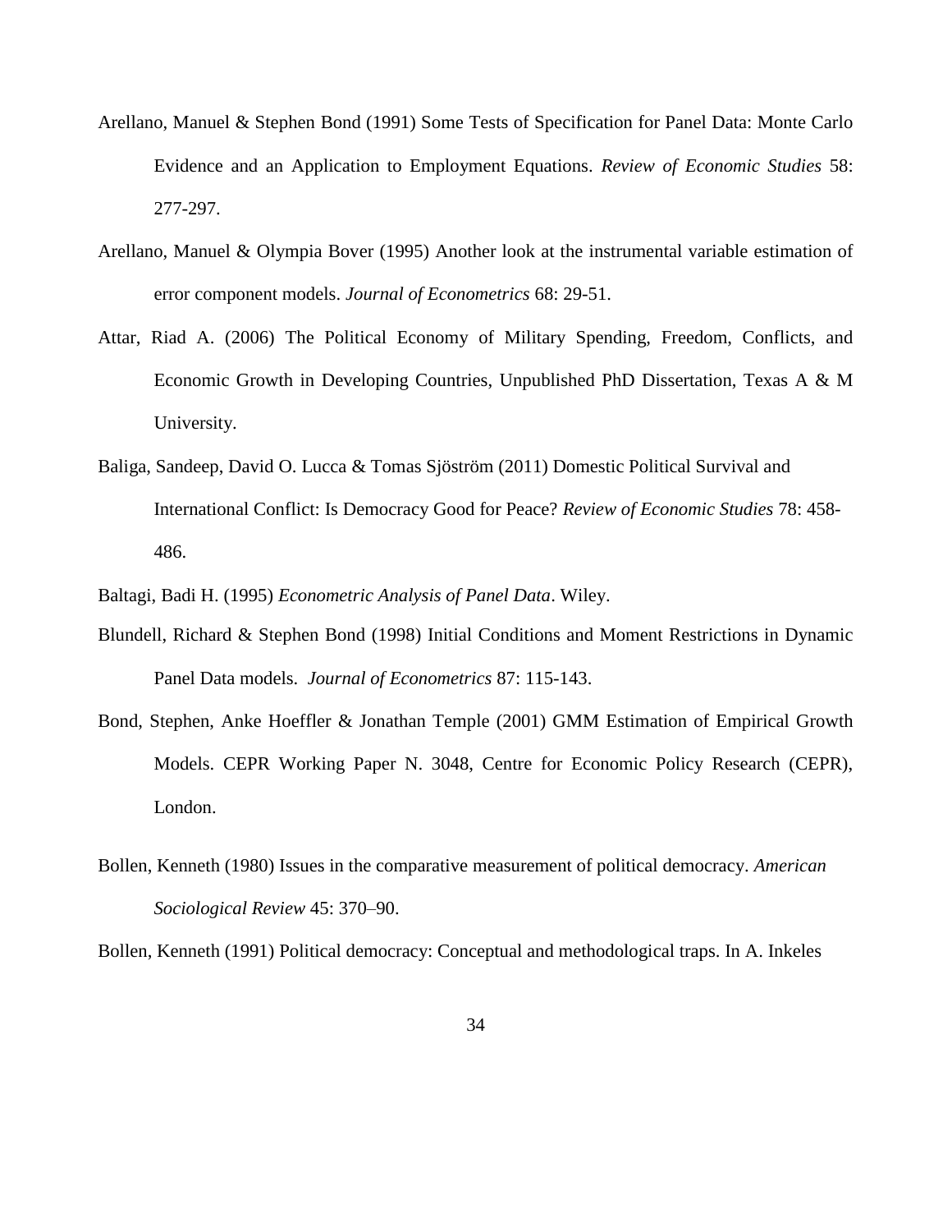Arellano, Manuel & Stephen Bond (1991) Some Tests of Specification for Panel Data: Monte Carlo Evidence and an Application to Employment Equations. *Review of Economic Studies* 58: 277-297.

Arellano, Manuel & Olympia Bover (1995) Another look at the instrumental variable estimation of error component models. *Journal of Econometrics* 68: 29-51.

Attar, Riad A. (2006) The Political Economy of Military Spending, Freedom, Conflicts, and Economic Growth in Developing Countries, Unpublished PhD Dissertation, Texas A & M University.

Baliga, Sandeep, David O. Lucca & Tomas Sjöström (2011) Domestic Political Survival and International Conflict: Is Democracy Good for Peace? *Review of Economic Studies* 78: 458-486.

Baltagi, Badi H. (1995) *Econometric Analysis of Panel Data*. Wiley.

Blundell, Richard & Stephen Bond (1998) Initial Conditions and Moment Restrictions in Dynamic Panel Data models. *Journal of Econometrics* 87: 115-143.

Bond, Stephen, Anke Hoeffler & Jonathan Temple (2001) GMM Estimation of Empirical Growth Models. CEPR Working Paper N. 3048, Centre for Economic Policy Research (CEPR), London.

Bollen, Kenneth (1980) Issues in the comparative measurement of political democracy. *American Sociological Review* 45: 370–90.

Bollen, Kenneth (1991) Political democracy: Conceptual and methodological traps. In A. Inkeles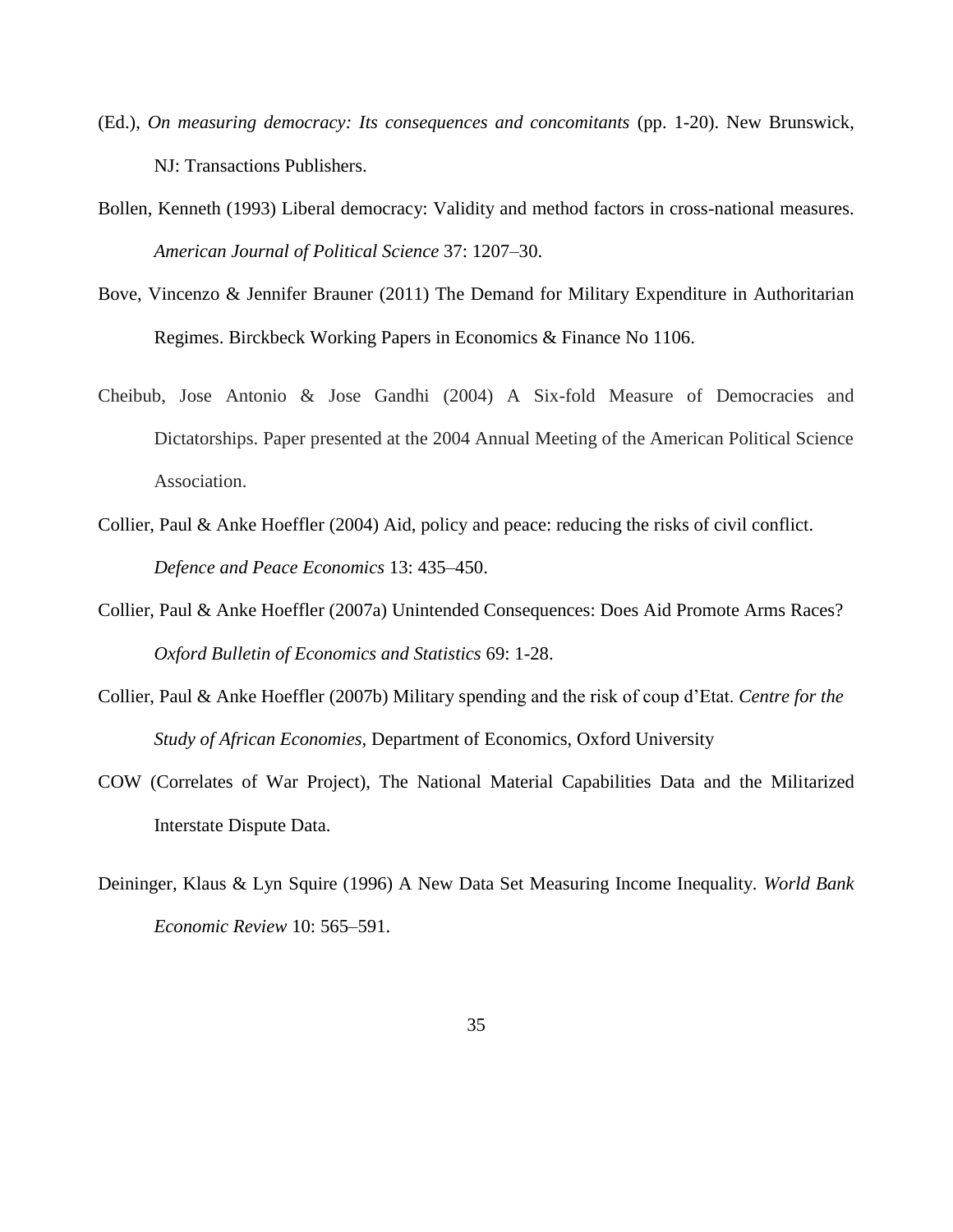(Ed.), *On measuring democracy: Its consequences and concomitants* (pp. 1-20). New Brunswick, NJ: Transactions Publishers.

Bollen, Kenneth (1993) Liberal democracy: Validity and method factors in cross-national measures. *American Journal of Political Science* 37: 1207–30.

Bove, Vincenzo & Jennifer Brauner (2011) The Demand for Military Expenditure in Authoritarian Regimes. Birckbeck Working Papers in Economics & Finance No 1106.

Cheibub, Jose Antonio & Jose Gandhi (2004) A Six-fold Measure of Democracies and Dictatorships. Paper presented at the 2004 Annual Meeting of the American Political Science Association.

Collier, Paul & Anke Hoeffler (2004) Aid, policy and peace: reducing the risks of civil conflict. *Defence and Peace Economics* 13: 435–450.

Collier, Paul & Anke Hoeffler (2007a) Unintended Consequences: Does Aid Promote Arms Races? *Oxford Bulletin of Economics and Statistics* 69: 1-28.

Collier, Paul & Anke Hoeffler (2007b) Military spending and the risk of coup d'Etat. *Centre for the Study of African Economies*, Department of Economics, Oxford University

COW (Correlates of War Project), The National Material Capabilities Data and the Militarized Interstate Dispute Data.

Deininger, Klaus & Lyn Squire (1996) A New Data Set Measuring Income Inequality. *World Bank Economic Review* 10: 565–591.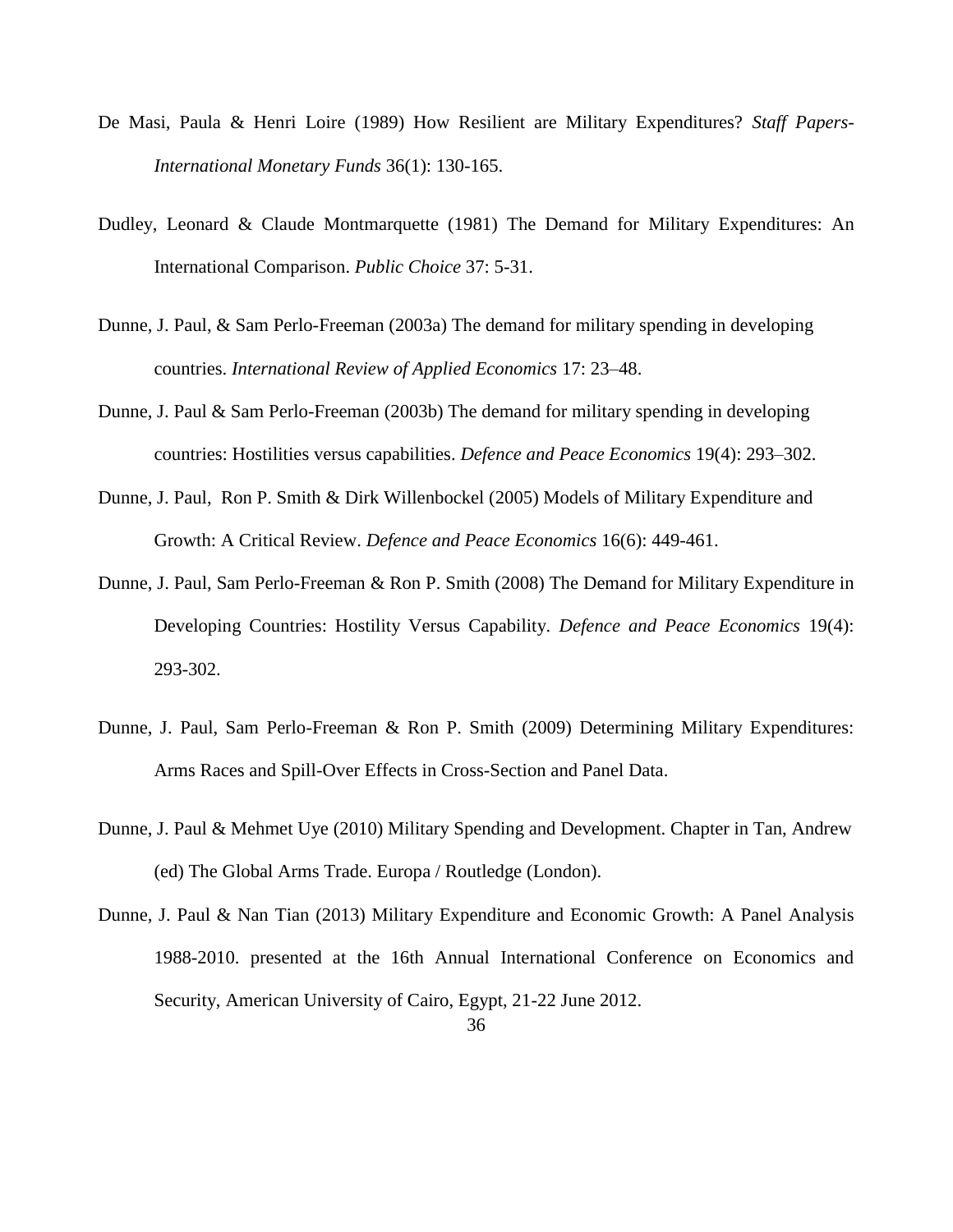De Masi, Paula & Henri Loire (1989) How Resilient are Military Expenditures? *Staff Papers-International Monetary Funds* 36(1): 130-165.

Dudley, Leonard & Claude Montmarquette (1981) The Demand for Military Expenditures: An International Comparison. *Public Choice* 37: 5-31.

Dunne, J. Paul, & Sam Perlo-Freeman (2003a) The demand for military spending in developing countries. *International Review of Applied Economics* 17: 23–48.

Dunne, J. Paul & Sam Perlo-Freeman (2003b) The demand for military spending in developing countries: Hostilities versus capabilities. *Defence and Peace Economics* 19(4): 293–302.

Dunne, J. Paul, Ron P. Smith & Dirk Willenbockel (2005) Models of Military Expenditure and Growth: A Critical Review. *Defence and Peace Economics* 16(6): 449-461.

Dunne, J. Paul, Sam Perlo-Freeman & Ron P. Smith (2008) The Demand for Military Expenditure in Developing Countries: Hostility Versus Capability. *Defence and Peace Economics* 19(4): 293-302.

Dunne, J. Paul, Sam Perlo-Freeman & Ron P. Smith (2009) Determining Military Expenditures: Arms Races and Spill-Over Effects in Cross-Section and Panel Data.

Dunne, J. Paul & Mehmet Uye (2010) Military Spending and Development. Chapter in Tan, Andrew (ed) The Global Arms Trade. Europa / Routledge (London).

Dunne, J. Paul & Nan Tian (2013) Military Expenditure and Economic Growth: A Panel Analysis 1988-2010. presented at the 16th Annual International Conference on Economics and Security, American University of Cairo, Egypt, 21-22 June 2012.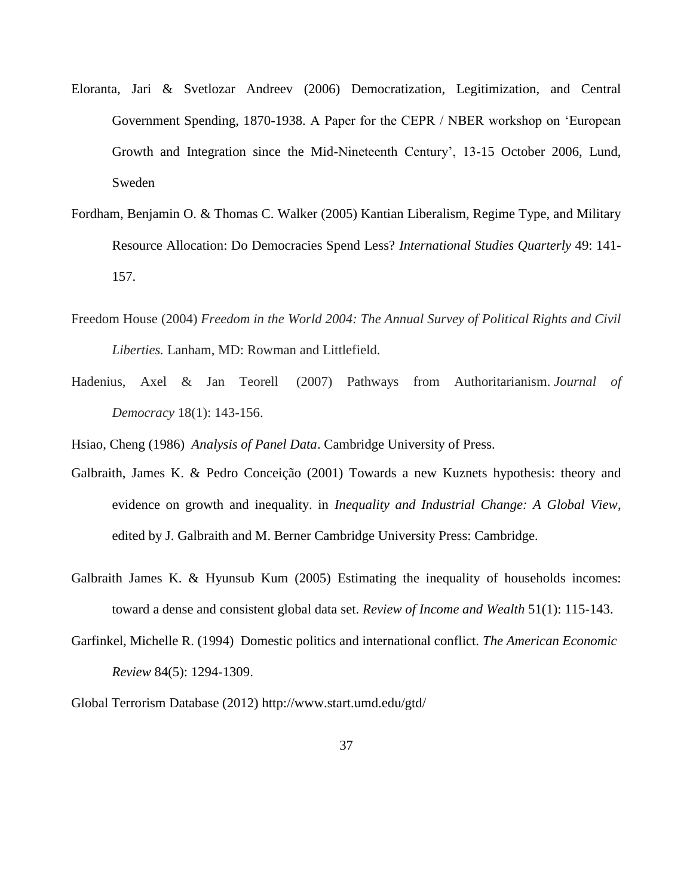Eloranta, Jari & Svetlozar Andreev (2006) Democratization, Legitimization, and Central Government Spending, 1870-1938. A Paper for the CEPR / NBER workshop on 'European Growth and Integration since the Mid-Nineteenth Century', 13-15 October 2006, Lund, Sweden

Fordham, Benjamin O. & Thomas C. Walker (2005) Kantian Liberalism, Regime Type, and Military Resource Allocation: Do Democracies Spend Less? *International Studies Quarterly* 49: 141-157.

Freedom House (2004) *Freedom in the World 2004: The Annual Survey of Political Rights and Civil Liberties.* Lanham, MD: Rowman and Littlefield.

Hadenius, Axel & Jan Teorell (2007) Pathways from Authoritarianism. *Journal of Democracy* 18(1): 143-156.

Hsiao, Cheng (1986) *Analysis of Panel Data*. Cambridge University of Press.

Galbraith, James K. & Pedro Conceição (2001) Towards a new Kuznets hypothesis: theory and evidence on growth and inequality. in *Inequality and Industrial Change: A Global View*, edited by J. Galbraith and M. Berner Cambridge University Press: Cambridge.

Galbraith James K. & Hyunsub Kum (2005) Estimating the inequality of households incomes: toward a dense and consistent global data set. *Review of Income and Wealth* 51(1): 115-143.

Garfinkel, Michelle R. (1994) Domestic politics and international conflict. *The American Economic Review* 84(5): 1294-1309.

Global Terrorism Database (2012) http://www.start.umd.edu/gtd/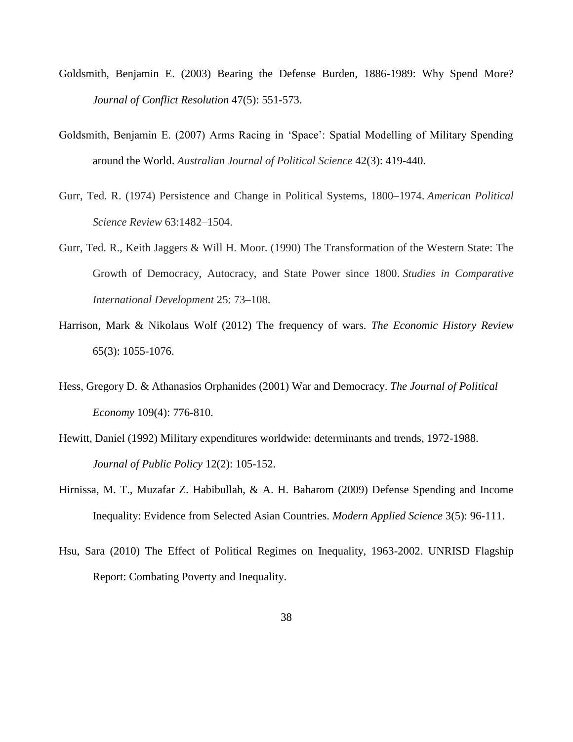Goldsmith, Benjamin E. (2003) Bearing the Defense Burden, 1886-1989: Why Spend More? *Journal of Conflict Resolution* 47(5): 551-573.

Goldsmith, Benjamin E. (2007) Arms Racing in 'Space': Spatial Modelling of Military Spending around the World. *Australian Journal of Political Science* 42(3): 419-440.

Gurr, Ted. R. (1974) Persistence and Change in Political Systems, 1800–1974. *American Political Science Review* 63:1482–1504.

Gurr, Ted. R., Keith Jaggers & Will H. Moor. (1990) The Transformation of the Western State: The Growth of Democracy, Autocracy, and State Power since 1800. *Studies in Comparative International Development* 25: 73–108.

Harrison, Mark & Nikolaus Wolf (2012) The frequency of wars. *The Economic History Review* 65(3): 1055-1076.

Hess, Gregory D. & Athanasios Orphanides (2001) War and Democracy. *The Journal of Political Economy* 109(4): 776-810.

Hewitt, Daniel (1992) Military expenditures worldwide: determinants and trends, 1972-1988. *Journal of Public Policy* 12(2): 105-152.

Hirnissa, M. T., Muzafar Z. Habibullah, & A. H. Baharom (2009) Defense Spending and Income Inequality: Evidence from Selected Asian Countries. *Modern Applied Science* 3(5): 96-111.

Hsu, Sara (2010) The Effect of Political Regimes on Inequality, 1963-2002. UNRISD Flagship Report: Combating Poverty and Inequality.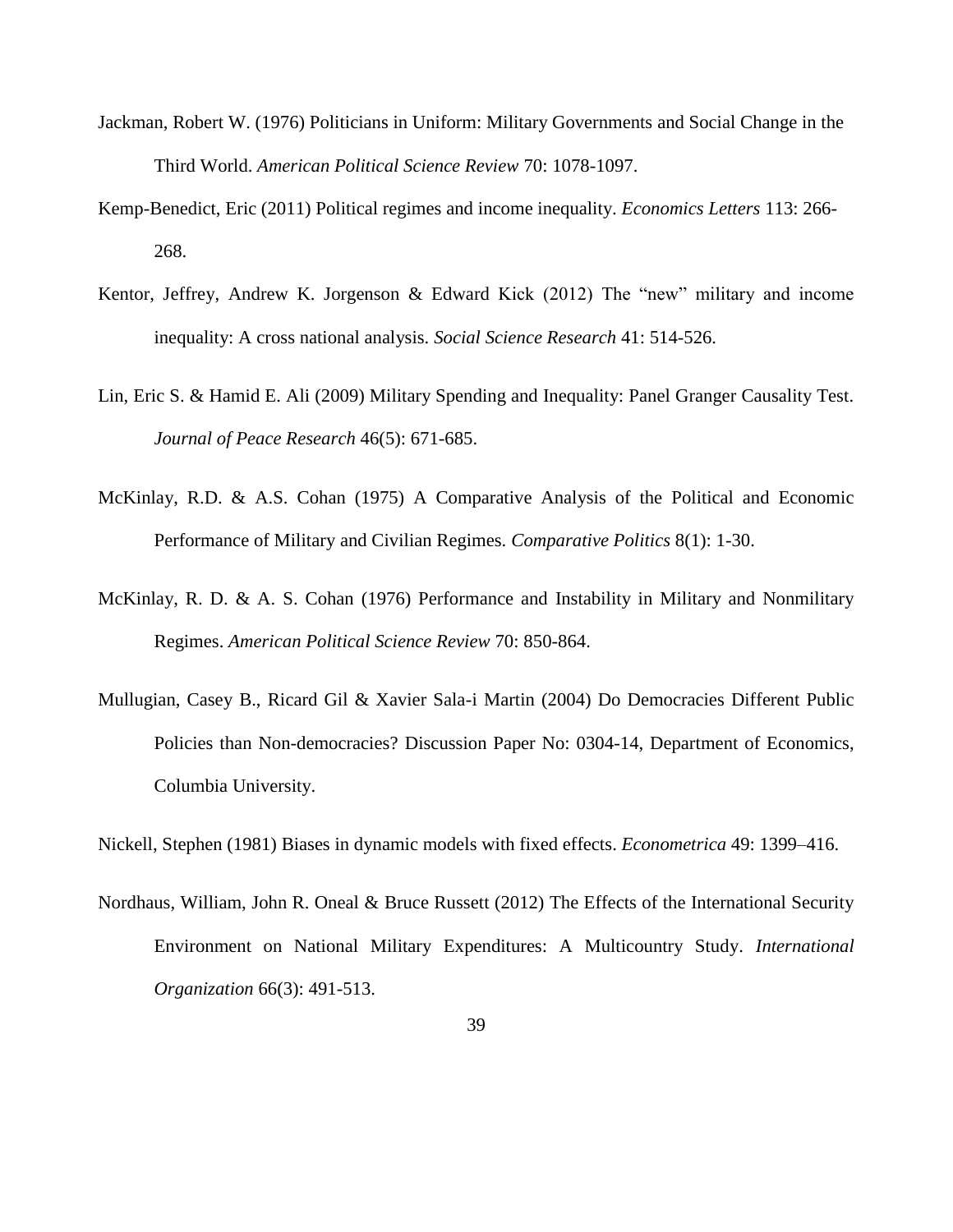Jackman, Robert W. (1976) Politicians in Uniform: Military Governments and Social Change in the Third World. *American Political Science Review* 70: 1078-1097.

Kemp-Benedict, Eric (2011) Political regimes and income inequality. *Economics Letters* 113: 266-268.

Kentor, Jeffrey, Andrew K. Jorgenson & Edward Kick (2012) The “new” military and income inequality: A cross national analysis. *Social Science Research* 41: 514-526.

Lin, Eric S. & Hamid E. Ali (2009) Military Spending and Inequality: Panel Granger Causality Test. *Journal of Peace Research* 46(5): 671-685.

McKinlay, R.D. & A.S. Cohan (1975) A Comparative Analysis of the Political and Economic Performance of Military and Civilian Regimes. *Comparative Politics* 8(1): 1-30.

McKinlay, R. D. & A. S. Cohan (1976) Performance and Instability in Military and Nonmilitary Regimes. *American Political Science Review* 70: 850-864.

Mullugian, Casey B., Ricard Gil & Xavier Sala-i Martin (2004) Do Democracies Different Public Policies than Non-democracies? Discussion Paper No: 0304-14, Department of Economics, Columbia University.

Nickell, Stephen (1981) Biases in dynamic models with fixed effects. *Econometrica* 49: 1399–416.

Nordhaus, William, John R. Oneal & Bruce Russett (2012) The Effects of the International Security Environment on National Military Expenditures: A Multicountry Study. *International Organization* 66(3): 491-513.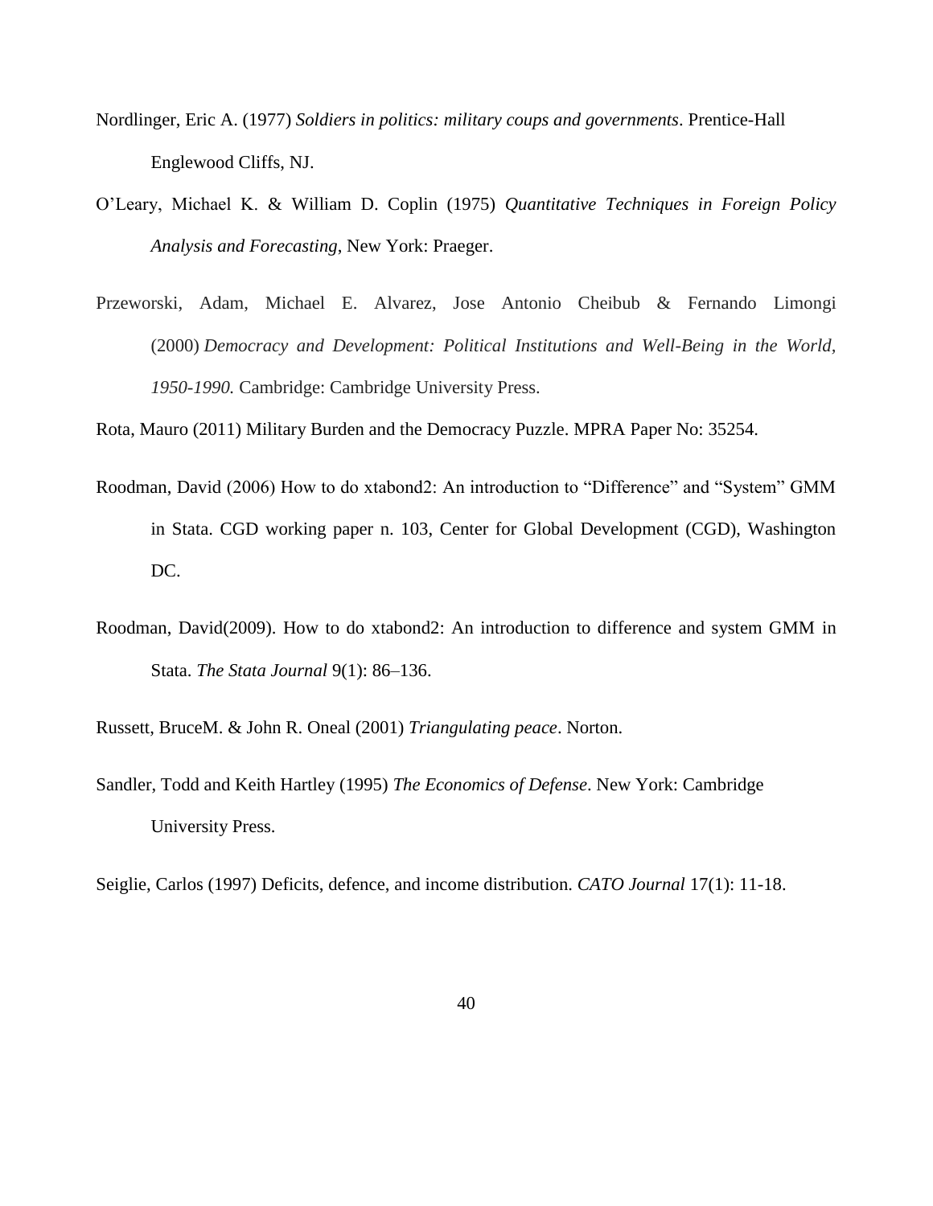Nordlinger, Eric A. (1977) *Soldiers in politics: military coups and governments*. Prentice-Hall Englewood Cliffs, NJ.

O'Leary, Michael K. & William D. Coplin (1975) *Quantitative Techniques in Foreign Policy Analysis and Forecasting*, New York: Praeger.

Przeworski, Adam, Michael E. Alvarez, Jose Antonio Cheibub & Fernando Limongi (2000) *Democracy and Development: Political Institutions and Well-Being in the World, 1950-1990.* Cambridge: Cambridge University Press.

Rota, Mauro (2011) Military Burden and the Democracy Puzzle. MPRA Paper No: 35254.

Roodman, David (2006) How to do xtabond2: An introduction to "Difference" and "System" GMM in Stata. CGD working paper n. 103, Center for Global Development (CGD), Washington DC.

Roodman, David(2009). How to do xtabond2: An introduction to difference and system GMM in Stata. *The Stata Journal* 9(1): 86–136.

Russett, BruceM. & John R. Oneal (2001) *Triangulating peace*. Norton.

Sandler, Todd and Keith Hartley (1995) *The Economics of Defense*. New York: Cambridge University Press.

Seiglie, Carlos (1997) Deficits, defence, and income distribution. *CATO Journal* 17(1): 11-18.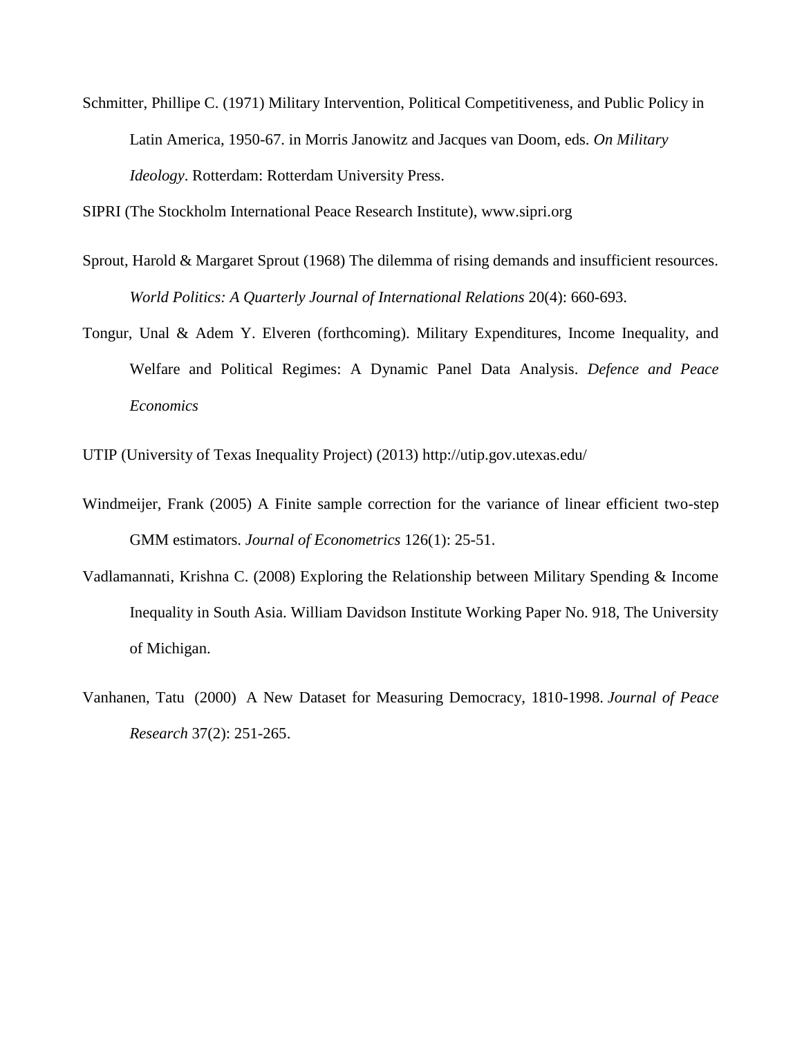Schmitter, Phillipe C. (1971) Military Intervention, Political Competitiveness, and Public Policy in Latin America, 1950-67. in Morris Janowitz and Jacques van Doom, eds. *On Military Ideology*. Rotterdam: Rotterdam University Press.

SIPRI (The Stockholm International Peace Research Institute), www.sipri.org

Sprout, Harold & Margaret Sprout (1968) The dilemma of rising demands and insufficient resources. *World Politics: A Quarterly Journal of International Relations* 20(4): 660-693.

Tongur, Unal & Adem Y. Elveren (forthcoming). Military Expenditures, Income Inequality, and Welfare and Political Regimes: A Dynamic Panel Data Analysis. *Defence and Peace Economics*

UTIP (University of Texas Inequality Project) (2013) http://utip.gov.utexas.edu/

Windmeijer, Frank (2005) A Finite sample correction for the variance of linear efficient two-step GMM estimators. *Journal of Econometrics* 126(1): 25-51.

Vadlamannati, Krishna C. (2008) Exploring the Relationship between Military Spending & Income Inequality in South Asia. William Davidson Institute Working Paper No. 918, The University of Michigan.

Vanhanen, Tatu (2000) A New Dataset for Measuring Democracy, 1810-1998. *Journal of Peace Research* 37(2): 251-265.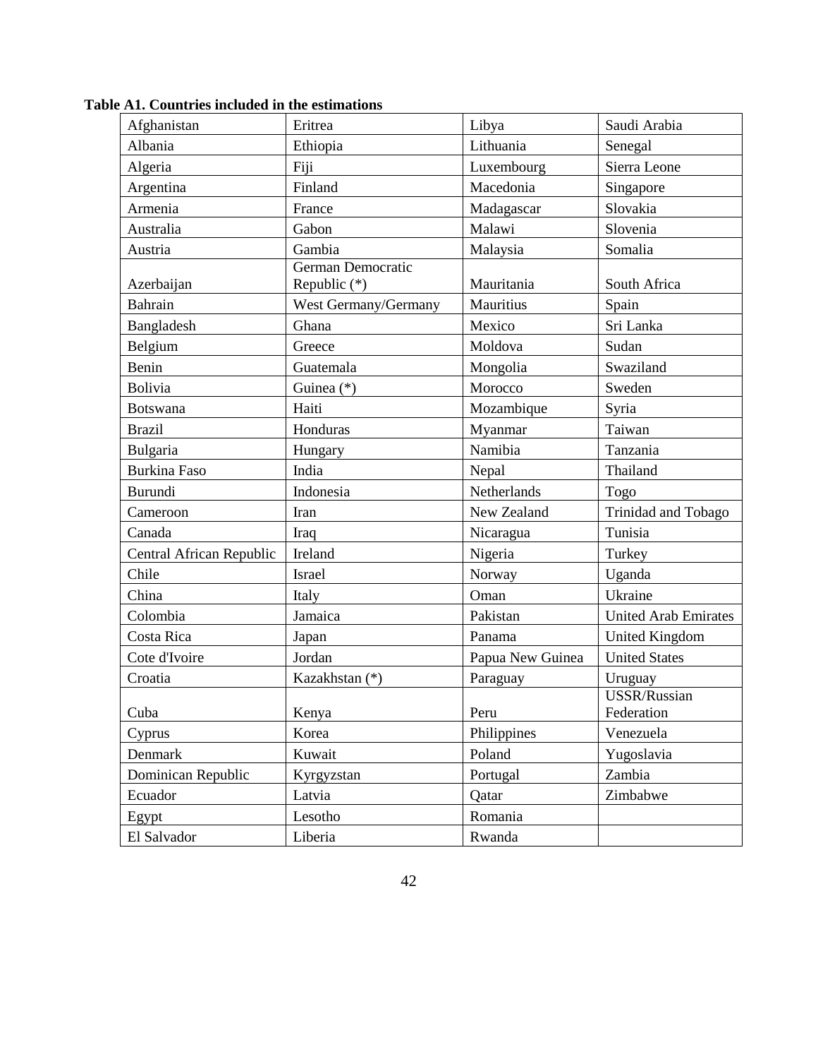**Table A1. Countries included in the estimations**

| | | | |
|---|---|---|---|
| Afghanistan | Eritrea | Libya | Saudi Arabia |
| Albania | Ethiopia | Lithuania | Senegal |
| Algeria | Fiji | Luxembourg | Sierra Leone |
| Argentina | Finland | Macedonia | Singapore |
| Armenia | France | Madagascar | Slovakia |
| Australia | Gabon | Malawi | Slovenia |
| Austria | Gambia | Malaysia | Somalia |
| Azerbaijan | German Democratic Republic (*) | Mauritania | South Africa |
| Bahrain | West Germany/Germany | Mauritius | Spain |
| Bangladesh | Ghana | Mexico | Sri Lanka |
| Belgium | Greece | Moldova | Sudan |
| Benin | Guatemala | Mongolia | Swaziland |
| Bolivia | Guinea (*) | Morocco | Sweden |
| Botswana | Haiti | Mozambique | Syria |
| Brazil | Honduras | Myanmar | Taiwan |
| Bulgaria | Hungary | Namibia | Tanzania |
| Burkina Faso | India | Nepal | Thailand |
| Burundi | Indonesia | Netherlands | Togo |
| Cameroon | Iran | New Zealand | Trinidad and Tobago |
| Canada | Iraq | Nicaragua | Tunisia |
| Central African Republic | Ireland | Nigeria | Turkey |
| Chile | Israel | Norway | Uganda |
| China | Italy | Oman | Ukraine |
| Colombia | Jamaica | Pakistan | United Arab Emirates |
| Costa Rica | Japan | Panama | United Kingdom |
| Cote d'Ivoire | Jordan | Papua New Guinea | United States |
| Croatia | Kazakhstan (*) | Paraguay | Uruguay |
| Cuba | Kenya | Peru | USSR/Russian Federation |
| Cyprus | Korea | Philippines | Venezuela |
| Denmark | Kuwait | Poland | Yugoslavia |
| Dominican Republic | Kyrgyzstan | Portugal | Zambia |
| Ecuador | Latvia | Qatar | Zimbabwe |
| Egypt | Lesotho | Romania | |
| El Salvador | Liberia | Rwanda | |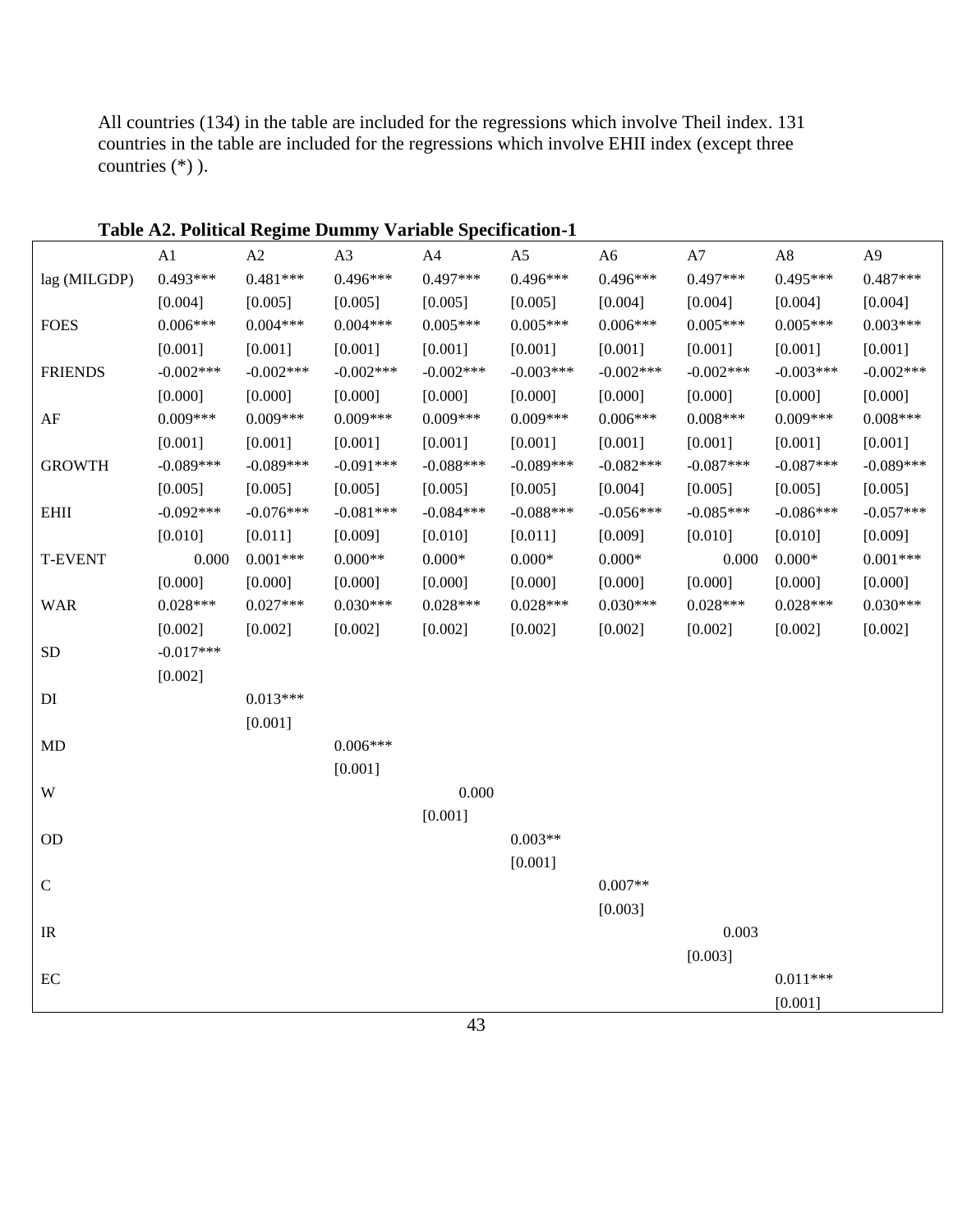All countries (134) in the table are included for the regressions which involve Theil index. 131 countries in the table are included for the regressions which involve EHII index (except three countries (*) ).

**Table A2. Political Regime Dummy Variable Specification-1**

| | A1 | A2 | A3 | A4 | A5 | A6 | A7 | A8 | A9 |
|---|---|---|---|---|---|---|---|---|---|
| lag (MILGDP) | 0.493*** | 0.481*** | 0.496*** | 0.497*** | 0.496*** | 0.496*** | 0.497*** | 0.495*** | 0.487*** |
| | [0.004] | [0.005] | [0.005] | [0.005] | [0.005] | [0.004] | [0.004] | [0.004] | [0.004] |
| FOES | 0.006*** | 0.004*** | 0.004*** | 0.005*** | 0.005*** | 0.006*** | 0.005*** | 0.005*** | 0.003*** |
| | [0.001] | [0.001] | [0.001] | [0.001] | [0.001] | [0.001] | [0.001] | [0.001] | [0.001] |
| FRIENDS | -0.002*** | -0.002*** | -0.002*** | -0.002*** | -0.003*** | -0.002*** | -0.002*** | -0.003*** | -0.002*** |
| | [0.000] | [0.000] | [0.000] | [0.000] | [0.000] | [0.000] | [0.000] | [0.000] | [0.000] |
| AF | 0.009*** | 0.009*** | 0.009*** | 0.009*** | 0.009*** | 0.006*** | 0.008*** | 0.009*** | 0.008*** |
| | [0.001] | [0.001] | [0.001] | [0.001] | [0.001] | [0.001] | [0.001] | [0.001] | [0.001] |
| GROWTH | -0.089*** | -0.089*** | -0.091*** | -0.088*** | -0.089*** | -0.082*** | -0.087*** | -0.087*** | -0.089*** |
| | [0.005] | [0.005] | [0.005] | [0.005] | [0.005] | [0.004] | [0.005] | [0.005] | [0.005] |
| EHII | -0.092*** | -0.076*** | -0.081*** | -0.084*** | -0.088*** | -0.056*** | -0.085*** | -0.086*** | -0.057*** |
| | [0.010] | [0.011] | [0.009] | [0.010] | [0.011] | [0.009] | [0.010] | [0.010] | [0.009] |
| T-EVENT | 0.000 | 0.001*** | 0.000** | 0.000* | 0.000* | 0.000* | 0.000 | 0.000* | 0.001*** |
| | [0.000] | [0.000] | [0.000] | [0.000] | [0.000] | [0.000] | [0.000] | [0.000] | [0.000] |
| WAR | 0.028*** | 0.027*** | 0.030*** | 0.028*** | 0.028*** | 0.030*** | 0.028*** | 0.028*** | 0.030*** |
| | [0.002] | [0.002] | [0.002] | [0.002] | [0.002] | [0.002] | [0.002] | [0.002] | [0.002] |
| SD | -0.017*** | | | | | | | | |
| | [0.002] | | | | | | | | |
| DI | | 0.013*** | | | | | | | |
| | | [0.001] | | | | | | | |
| MD | | | 0.006*** | | | | | | |
| | | | [0.001] | | | | | | |
| W | | | | 0.000 | | | | | |
| | | | | [0.001] | | | | | |
| OD | | | | | 0.003** | | | | |
| | | | | | [0.001] | | | | |
| C | | | | | | 0.007** | | | |
| | | | | | | [0.003] | | | |
| IR | | | | | | | 0.003 | | |
| | | | | | | | [0.003] | | |
| EC | | | | | | | | 0.011*** | |
| | | | | | | | | [0.001] | |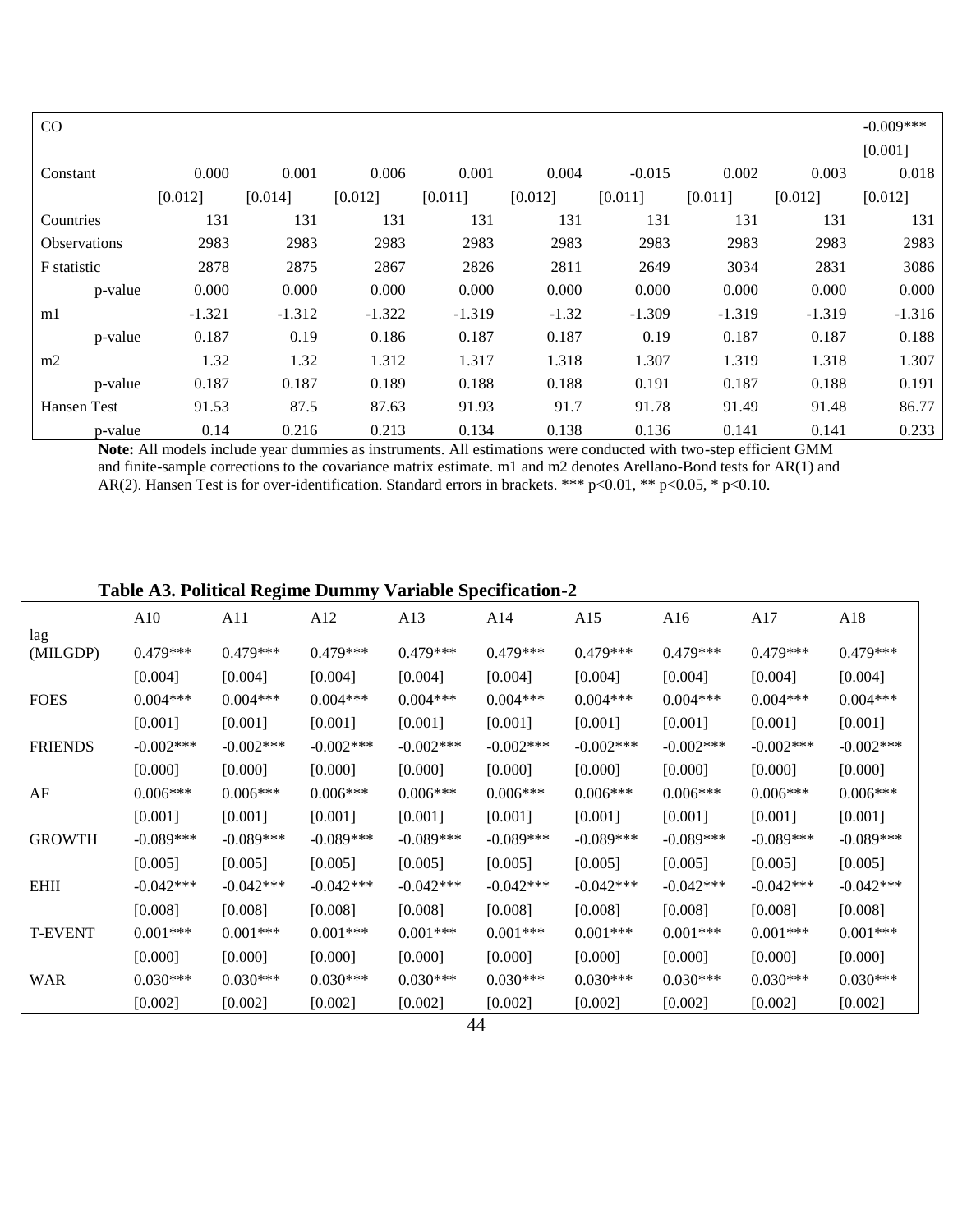| | | | | | | | | | |
|---|---|---|---|---|---|---|---|---|---|
| CO | | | | | | | | | -0.009*** |
| | | | | | | | | | [0.001] |
| Constant | 0.000 | 0.001 | 0.006 | 0.001 | 0.004 | -0.015 | 0.002 | 0.003 | 0.018 |
| | [0.012] | [0.014] | [0.012] | [0.011] | [0.012] | [0.011] | [0.011] | [0.012] | [0.012] |
| Countries | 131 | 131 | 131 | 131 | 131 | 131 | 131 | 131 | 131 |
| Observations | 2983 | 2983 | 2983 | 2983 | 2983 | 2983 | 2983 | 2983 | 2983 |
| F statistic | 2878 | 2875 | 2867 | 2826 | 2811 | 2649 | 3034 | 2831 | 3086 |
| p-value | 0.000 | 0.000 | 0.000 | 0.000 | 0.000 | 0.000 | 0.000 | 0.000 | 0.000 |
| m1 | -1.321 | -1.312 | -1.322 | -1.319 | -1.32 | -1.309 | -1.319 | -1.319 | -1.316 |
| p-value | 0.187 | 0.19 | 0.186 | 0.187 | 0.187 | 0.19 | 0.187 | 0.187 | 0.188 |
| m2 | 1.32 | 1.32 | 1.312 | 1.317 | 1.318 | 1.307 | 1.319 | 1.318 | 1.307 |
| p-value | 0.187 | 0.187 | 0.189 | 0.188 | 0.188 | 0.191 | 0.187 | 0.188 | 0.191 |
| Hansen Test | 91.53 | 87.5 | 87.63 | 91.93 | 91.7 | 91.78 | 91.49 | 91.48 | 86.77 |
| p-value | 0.14 | 0.216 | 0.213 | 0.134 | 0.138 | 0.136 | 0.141 | 0.141 | 0.233 |

**Note:** All models include year dummies as instruments. All estimations were conducted with two-step efficient GMM and finite-sample corrections to the covariance matrix estimate. m1 and m2 denotes Arellano-Bond tests for AR(1) and AR(2). Hansen Test is for over-identification. Standard errors in brackets. *** p<0.01, ** p<0.05, * p<0.10.

**Table A3. Political Regime Dummy Variable Specification-2**

| | A10 | A11 | A12 | A13 | A14 | A15 | A16 | A17 | A18 |
|---|---|---|---|---|---|---|---|---|---|
| lag (MILGDP) | 0.479*** | 0.479*** | 0.479*** | 0.479*** | 0.479*** | 0.479*** | 0.479*** | 0.479*** | 0.479*** |
| | [0.004] | [0.004] | [0.004] | [0.004] | [0.004] | [0.004] | [0.004] | [0.004] | [0.004] |
| FOES | 0.004*** | 0.004*** | 0.004*** | 0.004*** | 0.004*** | 0.004*** | 0.004*** | 0.004*** | 0.004*** |
| | [0.001] | [0.001] | [0.001] | [0.001] | [0.001] | [0.001] | [0.001] | [0.001] | [0.001] |
| FRIENDS | -0.002*** | -0.002*** | -0.002*** | -0.002*** | -0.002*** | -0.002*** | -0.002*** | -0.002*** | -0.002*** |
| | [0.000] | [0.000] | [0.000] | [0.000] | [0.000] | [0.000] | [0.000] | [0.000] | [0.000] |
| AF | 0.006*** | 0.006*** | 0.006*** | 0.006*** | 0.006*** | 0.006*** | 0.006*** | 0.006*** | 0.006*** |
| | [0.001] | [0.001] | [0.001] | [0.001] | [0.001] | [0.001] | [0.001] | [0.001] | [0.001] |
| GROWTH | -0.089*** | -0.089*** | -0.089*** | -0.089*** | -0.089*** | -0.089*** | -0.089*** | -0.089*** | -0.089*** |
| | [0.005] | [0.005] | [0.005] | [0.005] | [0.005] | [0.005] | [0.005] | [0.005] | [0.005] |
| EHII | -0.042*** | -0.042*** | -0.042*** | -0.042*** | -0.042*** | -0.042*** | -0.042*** | -0.042*** | -0.042*** |
| | [0.008] | [0.008] | [0.008] | [0.008] | [0.008] | [0.008] | [0.008] | [0.008] | [0.008] |
| T-EVENT | 0.001*** | 0.001*** | 0.001*** | 0.001*** | 0.001*** | 0.001*** | 0.001*** | 0.001*** | 0.001*** |
| | [0.000] | [0.000] | [0.000] | [0.000] | [0.000] | [0.000] | [0.000] | [0.000] | [0.000] |
| WAR | 0.030*** | 0.030*** | 0.030*** | 0.030*** | 0.030*** | 0.030*** | 0.030*** | 0.030*** | 0.030*** |
| | [0.002] | [0.002] | [0.002] | [0.002] | [0.002] | [0.002] | [0.002] | [0.002] | [0.002] |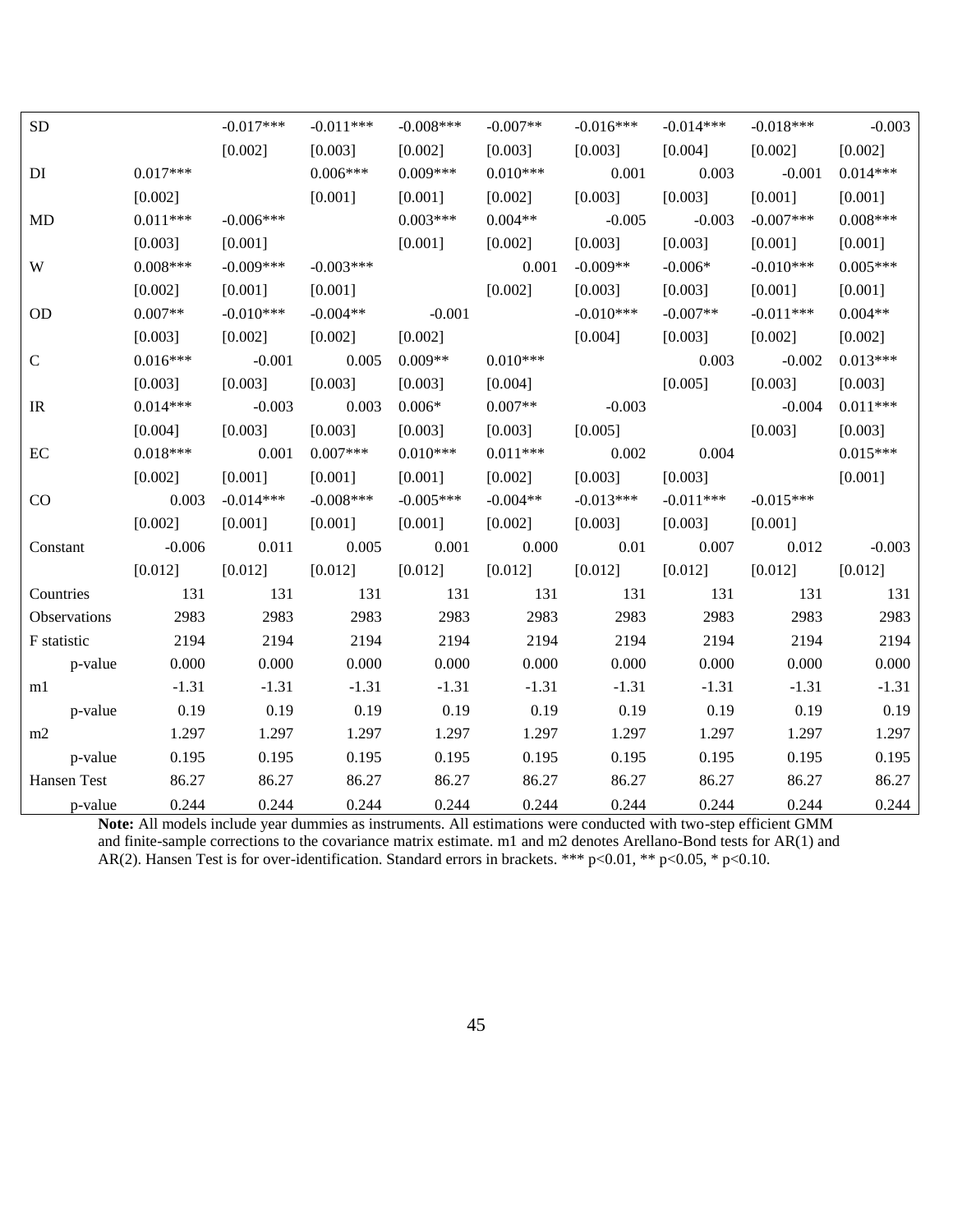| | | | | | | | | | |
|---|---|---|---|---|---|---|---|---|---|
| SD | | -0.017*** | -0.011*** | -0.008*** | -0.007** | -0.016*** | -0.014*** | -0.018*** | -0.003 |
| | | [0.002] | [0.003] | [0.002] | [0.003] | [0.003] | [0.004] | [0.002] | [0.002] |
| DI | 0.017*** | | 0.006*** | 0.009*** | 0.010*** | 0.001 | 0.003 | -0.001 | 0.014*** |
| | [0.002] | | [0.001] | [0.001] | [0.002] | [0.003] | [0.003] | [0.001] | [0.001] |
| MD | 0.011*** | -0.006*** | | 0.003*** | 0.004** | -0.005 | -0.003 | -0.007*** | 0.008*** |
| | [0.003] | [0.001] | | [0.001] | [0.002] | [0.003] | [0.003] | [0.001] | [0.001] |
| W | 0.008*** | -0.009*** | -0.003*** | | 0.001 | -0.009** | -0.006* | -0.010*** | 0.005*** |
| | [0.002] | [0.001] | [0.001] | | [0.002] | [0.003] | [0.003] | [0.001] | [0.001] |
| OD | 0.007** | -0.010*** | -0.004** | -0.001 | | -0.010*** | -0.007** | -0.011*** | 0.004** |
| | [0.003] | [0.002] | [0.002] | [0.002] | | [0.004] | [0.003] | [0.002] | [0.002] |
| C | 0.016*** | -0.001 | 0.005 | 0.009** | 0.010*** | | 0.003 | -0.002 | 0.013*** |
| | [0.003] | [0.003] | [0.003] | [0.003] | [0.004] | | [0.005] | [0.003] | [0.003] |
| IR | 0.014*** | -0.003 | 0.003 | 0.006* | 0.007** | -0.003 | | -0.004 | 0.011*** |
| | [0.004] | [0.003] | [0.003] | [0.003] | [0.003] | [0.005] | | [0.003] | [0.003] |
| EC | 0.018*** | 0.001 | 0.007*** | 0.010*** | 0.011*** | 0.002 | 0.004 | | 0.015*** |
| | [0.002] | [0.001] | [0.001] | [0.001] | [0.002] | [0.003] | [0.003] | | [0.001] |
| CO | 0.003 | -0.014*** | -0.008*** | -0.005*** | -0.004** | -0.013*** | -0.011*** | -0.015*** | |
| | [0.002] | [0.001] | [0.001] | [0.001] | [0.002] | [0.003] | [0.003] | [0.001] | |
| Constant | -0.006 | 0.011 | 0.005 | 0.001 | 0.000 | 0.01 | 0.007 | 0.012 | -0.003 |
| | [0.012] | [0.012] | [0.012] | [0.012] | [0.012] | [0.012] | [0.012] | [0.012] | [0.012] |
| Countries | 131 | 131 | 131 | 131 | 131 | 131 | 131 | 131 | 131 |
| Observations | 2983 | 2983 | 2983 | 2983 | 2983 | 2983 | 2983 | 2983 | 2983 |
| F statistic | 2194 | 2194 | 2194 | 2194 | 2194 | 2194 | 2194 | 2194 | 2194 |
| p-value | 0.000 | 0.000 | 0.000 | 0.000 | 0.000 | 0.000 | 0.000 | 0.000 | 0.000 |
| m1 | -1.31 | -1.31 | -1.31 | -1.31 | -1.31 | -1.31 | -1.31 | -1.31 | -1.31 |
| p-value | 0.19 | 0.19 | 0.19 | 0.19 | 0.19 | 0.19 | 0.19 | 0.19 | 0.19 |
| m2 | 1.297 | 1.297 | 1.297 | 1.297 | 1.297 | 1.297 | 1.297 | 1.297 | 1.297 |
| p-value | 0.195 | 0.195 | 0.195 | 0.195 | 0.195 | 0.195 | 0.195 | 0.195 | 0.195 |
| Hansen Test | 86.27 | 86.27 | 86.27 | 86.27 | 86.27 | 86.27 | 86.27 | 86.27 | 86.27 |
| p-value | 0.244 | 0.244 | 0.244 | 0.244 | 0.244 | 0.244 | 0.244 | 0.244 | 0.244 |

**Note:** All models include year dummies as instruments. All estimations were conducted with two-step efficient GMM and finite-sample corrections to the covariance matrix estimate. m1 and m2 denotes Arellano-Bond tests for AR(1) and AR(2). Hansen Test is for over-identification. Standard errors in brackets. *** $p<0.01$, ** $p<0.05$, * $p<0.10$.